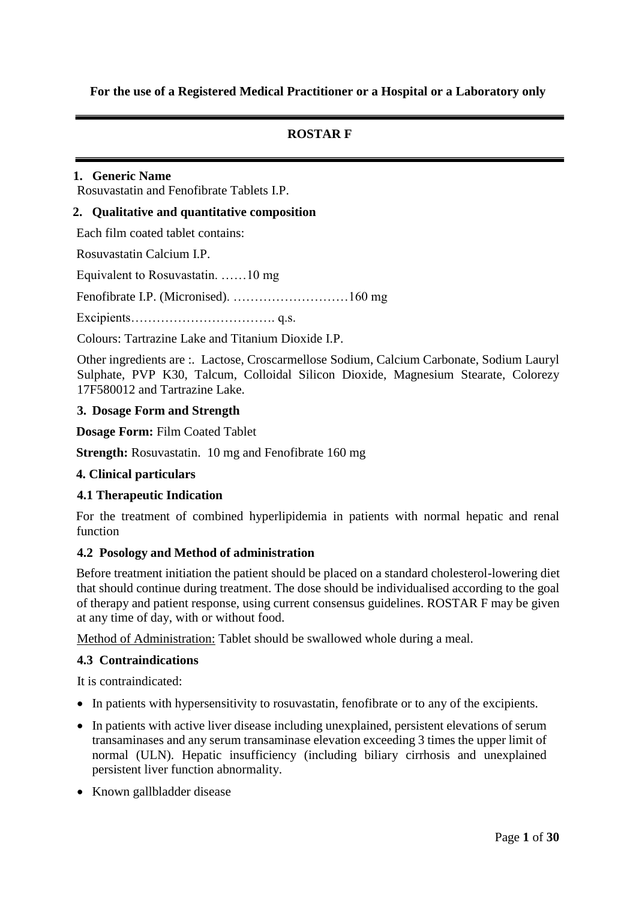**For the use of a Registered Medical Practitioner or a Hospital or a Laboratory only**

# ROSTAR F

## 1. Generic Name

Rosuvastatin and Fenofibrate Tablets I.P.

## 2. Qualitative and quantitative composition

Each film coated tablet contains:

Rosuvastatin Calcium I.P.

Equivalent to Rosuvastatin. ……10 mg

Fenofibrate I.P. (Micronised). ………………………160 mg

Excipients……………………………. q.s.

Colours: Tartrazine Lake and Titanium Dioxide I.P.

Other ingredients are :. Lactose, Croscarmellose Sodium, Calcium Carbonate, Sodium Lauryl Sulphate, PVP K30, Talcum, Colloidal Silicon Dioxide, Magnesium Stearate, Colorezy 17F580012 and Tartrazine Lake.

## 3. Dosage Form and Strength

**Dosage Form:** Film Coated Tablet

**Strength:** Rosuvastatin. 10 mg and Fenofibrate 160 mg

## 4. Clinical particulars

### 4.1 Therapeutic Indication

For the treatment of combined hyperlipidemia in patients with normal hepatic and renal function

### 4.2 Posology and Method of administration

Before treatment initiation the patient should be placed on a standard cholesterol-lowering diet that should continue during treatment. The dose should be individualised according to the goal of therapy and patient response, using current consensus guidelines. ROSTAR F may be given at any time of day, with or without food.

Method of Administration: Tablet should be swallowed whole during a meal.

### 4.3 Contraindications

It is contraindicated:

- In patients with hypersensitivity to rosuvastatin, fenofibrate or to any of the excipients.
- In patients with active liver disease including unexplained, persistent elevations of serum transaminases and any serum transaminase elevation exceeding 3 times the upper limit of normal (ULN). Hepatic insufficiency (including biliary cirrhosis and unexplained persistent liver function abnormality.
- Known gallbladder disease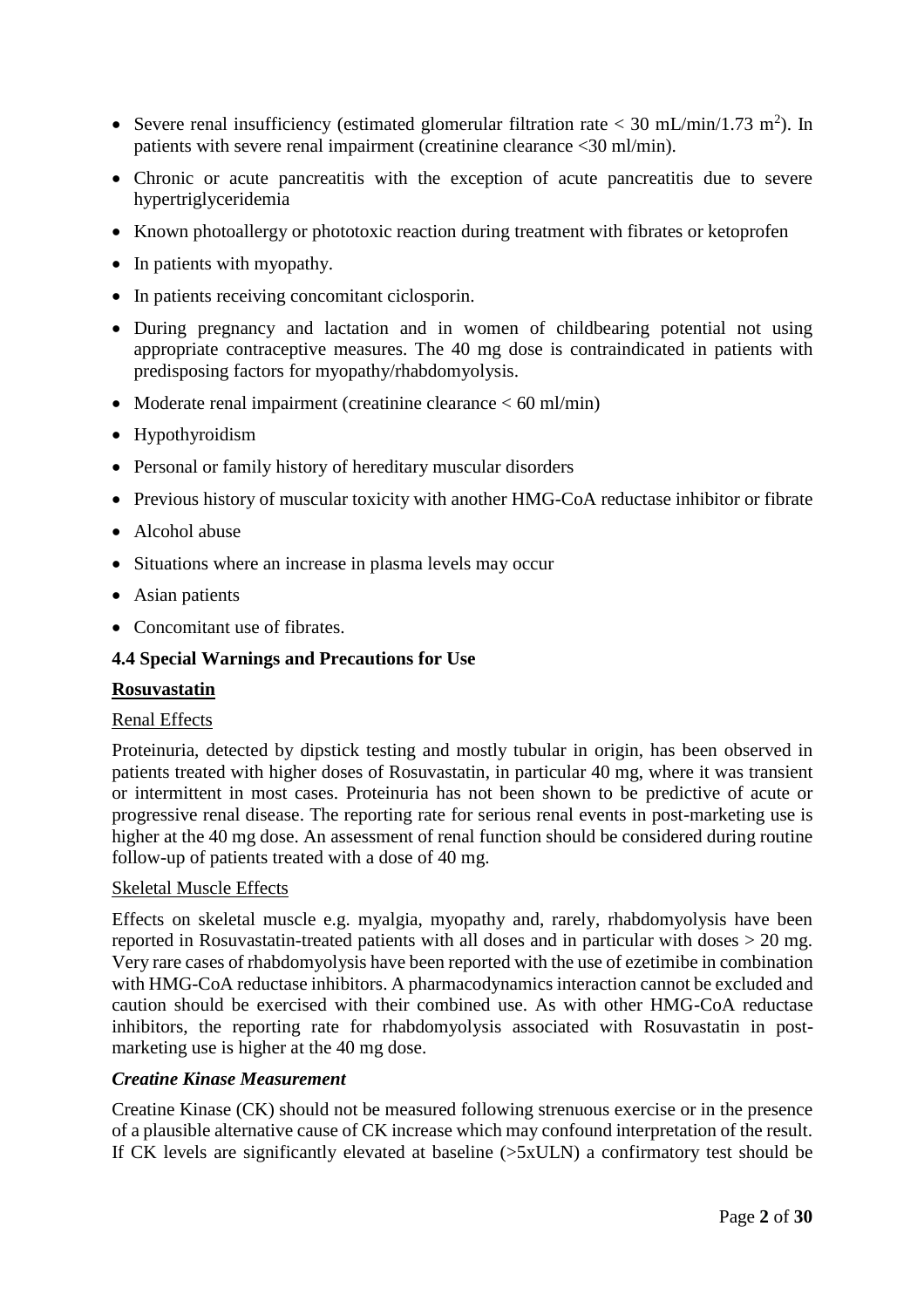- Severe renal insufficiency (estimated glomerular filtration rate < 30 mL/min/1.73 $m^2$). In patients with severe renal impairment (creatinine clearance <30 ml/min).
- Chronic or acute pancreatitis with the exception of acute pancreatitis due to severe hypertriglyceridemia
- Known photoallergy or phototoxic reaction during treatment with fibrates or ketoprofen
- In patients with myopathy.
- In patients receiving concomitant ciclosporin.
- During pregnancy and lactation and in women of childbearing potential not using appropriate contraceptive measures. The 40 mg dose is contraindicated in patients with predisposing factors for myopathy/rhabdomyolysis.
- Moderate renal impairment (creatinine clearance < 60 ml/min)
- Hypothyroidism
- Personal or family history of hereditary muscular disorders
- Previous history of muscular toxicity with another HMG-CoA reductase inhibitor or fibrate
- Alcohol abuse
- Situations where an increase in plasma levels may occur
- Asian patients
- Concomitant use of fibrates.

### 4.4 Special Warnings and Precautions for Use

**Rosuvastatin**

Renal Effects

Proteinuria, detected by dipstick testing and mostly tubular in origin, has been observed in patients treated with higher doses of Rosuvastatin, in particular 40 mg, where it was transient or intermittent in most cases. Proteinuria has not been shown to be predictive of acute or progressive renal disease. The reporting rate for serious renal events in post-marketing use is higher at the 40 mg dose. An assessment of renal function should be considered during routine follow-up of patients treated with a dose of 40 mg.

Skeletal Muscle Effects

Effects on skeletal muscle e.g. myalgia, myopathy and, rarely, rhabdomyolysis have been reported in Rosuvastatin-treated patients with all doses and in particular with doses > 20 mg. Very rare cases of rhabdomyolysis have been reported with the use of ezetimibe in combination with HMG-CoA reductase inhibitors. A pharmacodynamics interaction cannot be excluded and caution should be exercised with their combined use. As with other HMG-CoA reductase inhibitors, the reporting rate for rhabdomyolysis associated with Rosuvastatin in post-marketing use is higher at the 40 mg dose.

***Creatine Kinase Measurement***

Creatine Kinase (CK) should not be measured following strenuous exercise or in the presence of a plausible alternative cause of CK increase which may confound interpretation of the result. If CK levels are significantly elevated at baseline (>5xULN) a confirmatory test should be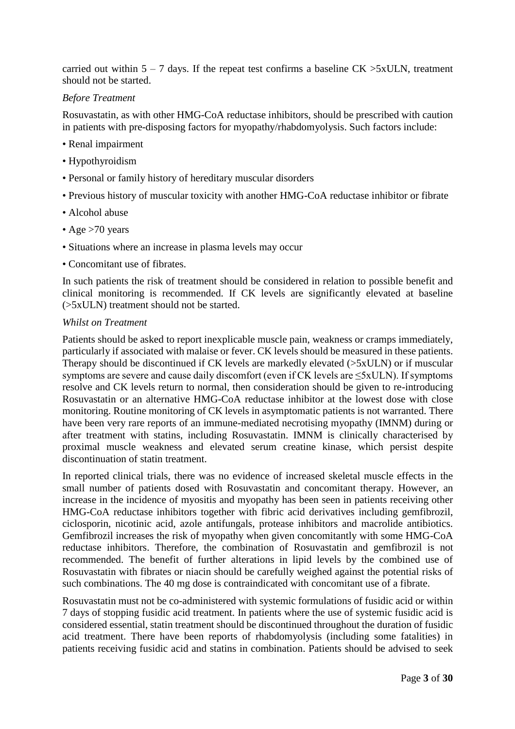carried out within 5 – 7 days. If the repeat test confirms a baseline CK >5xULN, treatment should not be started.

*Before Treatment*

Rosuvastatin, as with other HMG-CoA reductase inhibitors, should be prescribed with caution in patients with pre-disposing factors for myopathy/rhabdomyolysis. Such factors include:

- Renal impairment
- Hypothyroidism
- Personal or family history of hereditary muscular disorders
- Previous history of muscular toxicity with another HMG-CoA reductase inhibitor or fibrate
- Alcohol abuse
- Age >70 years
- Situations where an increase in plasma levels may occur
- Concomitant use of fibrates.

In such patients the risk of treatment should be considered in relation to possible benefit and clinical monitoring is recommended. If CK levels are significantly elevated at baseline (>5xULN) treatment should not be started.

*Whilst on Treatment*

Patients should be asked to report inexplicable muscle pain, weakness or cramps immediately, particularly if associated with malaise or fever. CK levels should be measured in these patients. Therapy should be discontinued if CK levels are markedly elevated (>5xULN) or if muscular symptoms are severe and cause daily discomfort (even if CK levels are ≤5xULN). If symptoms resolve and CK levels return to normal, then consideration should be given to re-introducing Rosuvastatin or an alternative HMG-CoA reductase inhibitor at the lowest dose with close monitoring. Routine monitoring of CK levels in asymptomatic patients is not warranted. There have been very rare reports of an immune-mediated necrotising myopathy (IMNM) during or after treatment with statins, including Rosuvastatin. IMNM is clinically characterised by proximal muscle weakness and elevated serum creatine kinase, which persist despite discontinuation of statin treatment.

In reported clinical trials, there was no evidence of increased skeletal muscle effects in the small number of patients dosed with Rosuvastatin and concomitant therapy. However, an increase in the incidence of myositis and myopathy has been seen in patients receiving other HMG-CoA reductase inhibitors together with fibric acid derivatives including gemfibrozil, ciclosporin, nicotinic acid, azole antifungals, protease inhibitors and macrolide antibiotics. Gemfibrozil increases the risk of myopathy when given concomitantly with some HMG-CoA reductase inhibitors. Therefore, the combination of Rosuvastatin and gemfibrozil is not recommended. The benefit of further alterations in lipid levels by the combined use of Rosuvastatin with fibrates or niacin should be carefully weighed against the potential risks of such combinations. The 40 mg dose is contraindicated with concomitant use of a fibrate.

Rosuvastatin must not be co-administered with systemic formulations of fusidic acid or within 7 days of stopping fusidic acid treatment. In patients where the use of systemic fusidic acid is considered essential, statin treatment should be discontinued throughout the duration of fusidic acid treatment. There have been reports of rhabdomyolysis (including some fatalities) in patients receiving fusidic acid and statins in combination. Patients should be advised to seek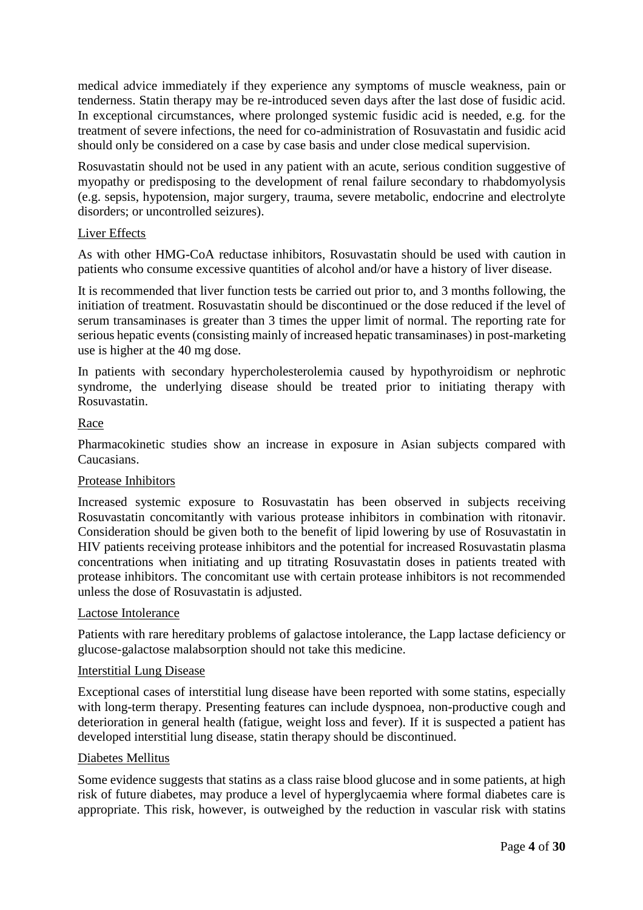medical advice immediately if they experience any symptoms of muscle weakness, pain or tenderness. Statin therapy may be re-introduced seven days after the last dose of fusidic acid. In exceptional circumstances, where prolonged systemic fusidic acid is needed, e.g. for the treatment of severe infections, the need for co-administration of Rosuvastatin and fusidic acid should only be considered on a case by case basis and under close medical supervision.

Rosuvastatin should not be used in any patient with an acute, serious condition suggestive of myopathy or predisposing to the development of renal failure secondary to rhabdomyolysis (e.g. sepsis, hypotension, major surgery, trauma, severe metabolic, endocrine and electrolyte disorders; or uncontrolled seizures).

Liver Effects

As with other HMG-CoA reductase inhibitors, Rosuvastatin should be used with caution in patients who consume excessive quantities of alcohol and/or have a history of liver disease.

It is recommended that liver function tests be carried out prior to, and 3 months following, the initiation of treatment. Rosuvastatin should be discontinued or the dose reduced if the level of serum transaminases is greater than 3 times the upper limit of normal. The reporting rate for serious hepatic events (consisting mainly of increased hepatic transaminases) in post-marketing use is higher at the 40 mg dose.

In patients with secondary hypercholesterolemia caused by hypothyroidism or nephrotic syndrome, the underlying disease should be treated prior to initiating therapy with Rosuvastatin.

Race

Pharmacokinetic studies show an increase in exposure in Asian subjects compared with Caucasians.

Protease Inhibitors

Increased systemic exposure to Rosuvastatin has been observed in subjects receiving Rosuvastatin concomitantly with various protease inhibitors in combination with ritonavir. Consideration should be given both to the benefit of lipid lowering by use of Rosuvastatin in HIV patients receiving protease inhibitors and the potential for increased Rosuvastatin plasma concentrations when initiating and up titrating Rosuvastatin doses in patients treated with protease inhibitors. The concomitant use with certain protease inhibitors is not recommended unless the dose of Rosuvastatin is adjusted.

Lactose Intolerance

Patients with rare hereditary problems of galactose intolerance, the Lapp lactase deficiency or glucose-galactose malabsorption should not take this medicine.

Interstitial Lung Disease

Exceptional cases of interstitial lung disease have been reported with some statins, especially with long-term therapy. Presenting features can include dyspnoea, non-productive cough and deterioration in general health (fatigue, weight loss and fever). If it is suspected a patient has developed interstitial lung disease, statin therapy should be discontinued.

Diabetes Mellitus

Some evidence suggests that statins as a class raise blood glucose and in some patients, at high risk of future diabetes, may produce a level of hyperglycaemia where formal diabetes care is appropriate. This risk, however, is outweighed by the reduction in vascular risk with statins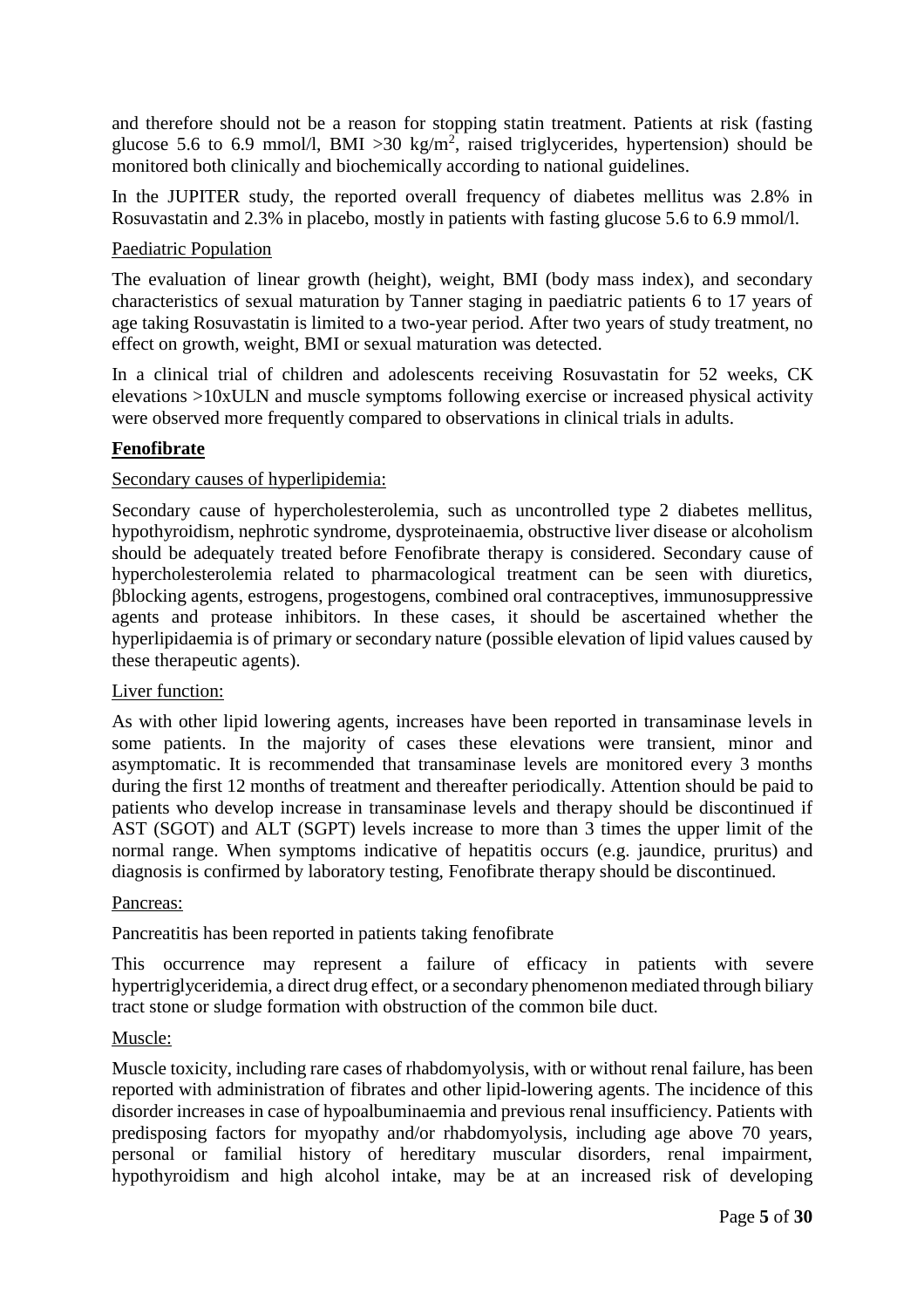and therefore should not be a reason for stopping statin treatment. Patients at risk (fasting glucose 5.6 to 6.9 mmol/l, BMI >30 kg/m$^2$, raised triglycerides, hypertension) should be monitored both clinically and biochemically according to national guidelines.

In the JUPITER study, the reported overall frequency of diabetes mellitus was 2.8% in Rosuvastatin and 2.3% in placebo, mostly in patients with fasting glucose 5.6 to 6.9 mmol/l.

Paediatric Population

The evaluation of linear growth (height), weight, BMI (body mass index), and secondary characteristics of sexual maturation by Tanner staging in paediatric patients 6 to 17 years of age taking Rosuvastatin is limited to a two-year period. After two years of study treatment, no effect on growth, weight, BMI or sexual maturation was detected.

In a clinical trial of children and adolescents receiving Rosuvastatin for 52 weeks, CK elevations >10xULN and muscle symptoms following exercise or increased physical activity were observed more frequently compared to observations in clinical trials in adults.

**Fenofibrate**

Secondary causes of hyperlipidemia:

Secondary cause of hypercholesterolemia, such as uncontrolled type 2 diabetes mellitus, hypothyroidism, nephrotic syndrome, dysproteinaemia, obstructive liver disease or alcoholism should be adequately treated before Fenofibrate therapy is considered. Secondary cause of hypercholesterolemia related to pharmacological treatment can be seen with diuretics, βblocking agents, estrogens, progestogens, combined oral contraceptives, immunosuppressive agents and protease inhibitors. In these cases, it should be ascertained whether the hyperlipidaemia is of primary or secondary nature (possible elevation of lipid values caused by these therapeutic agents).

Liver function:

As with other lipid lowering agents, increases have been reported in transaminase levels in some patients. In the majority of cases these elevations were transient, minor and asymptomatic. It is recommended that transaminase levels are monitored every 3 months during the first 12 months of treatment and thereafter periodically. Attention should be paid to patients who develop increase in transaminase levels and therapy should be discontinued if AST (SGOT) and ALT (SGPT) levels increase to more than 3 times the upper limit of the normal range. When symptoms indicative of hepatitis occurs (e.g. jaundice, pruritus) and diagnosis is confirmed by laboratory testing, Fenofibrate therapy should be discontinued.

Pancreas:

Pancreatitis has been reported in patients taking fenofibrate

This occurrence may represent a failure of efficacy in patients with severe hypertriglyceridemia, a direct drug effect, or a secondary phenomenon mediated through biliary tract stone or sludge formation with obstruction of the common bile duct.

Muscle:

Muscle toxicity, including rare cases of rhabdomyolysis, with or without renal failure, has been reported with administration of fibrates and other lipid-lowering agents. The incidence of this disorder increases in case of hypoalbuminaemia and previous renal insufficiency. Patients with predisposing factors for myopathy and/or rhabdomyolysis, including age above 70 years, personal or familial history of hereditary muscular disorders, renal impairment, hypothyroidism and high alcohol intake, may be at an increased risk of developing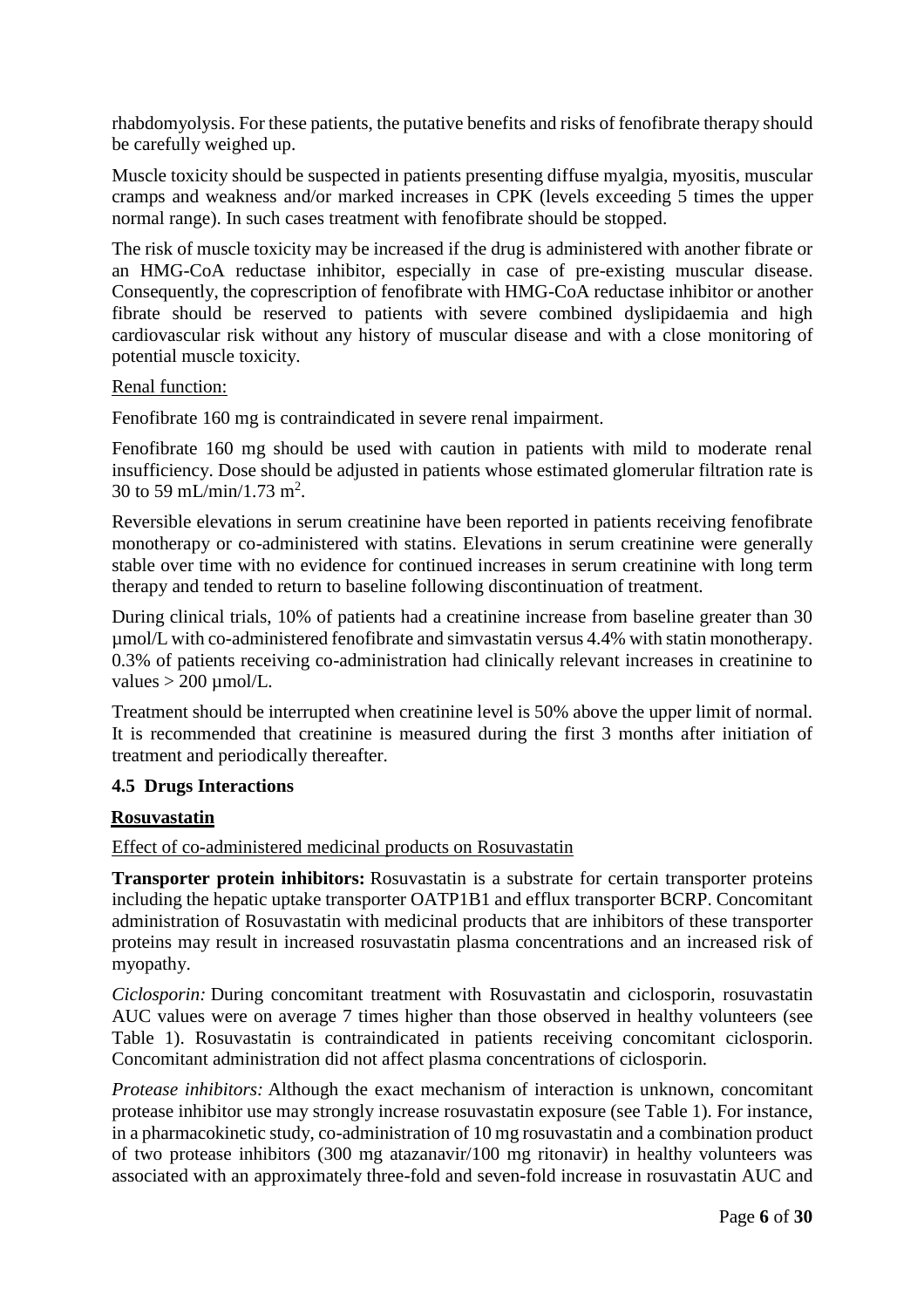rhabdomyolysis. For these patients, the putative benefits and risks of fenofibrate therapy should be carefully weighed up.

Muscle toxicity should be suspected in patients presenting diffuse myalgia, myositis, muscular cramps and weakness and/or marked increases in CPK (levels exceeding 5 times the upper normal range). In such cases treatment with fenofibrate should be stopped.

The risk of muscle toxicity may be increased if the drug is administered with another fibrate or an HMG-CoA reductase inhibitor, especially in case of pre-existing muscular disease. Consequently, the coprescription of fenofibrate with HMG-CoA reductase inhibitor or another fibrate should be reserved to patients with severe combined dyslipidaemia and high cardiovascular risk without any history of muscular disease and with a close monitoring of potential muscle toxicity.

Renal function:

Fenofibrate 160 mg is contraindicated in severe renal impairment.

Fenofibrate 160 mg should be used with caution in patients with mild to moderate renal insufficiency. Dose should be adjusted in patients whose estimated glomerular filtration rate is 30 to 59 mL/min/1.73 $m^2$.

Reversible elevations in serum creatinine have been reported in patients receiving fenofibrate monotherapy or co-administered with statins. Elevations in serum creatinine were generally stable over time with no evidence for continued increases in serum creatinine with long term therapy and tended to return to baseline following discontinuation of treatment.

During clinical trials, 10% of patients had a creatinine increase from baseline greater than 30 µmol/L with co-administered fenofibrate and simvastatin versus 4.4% with statin monotherapy. 0.3% of patients receiving co-administration had clinically relevant increases in creatinine to values > 200 µmol/L.

Treatment should be interrupted when creatinine level is 50% above the upper limit of normal. It is recommended that creatinine is measured during the first 3 months after initiation of treatment and periodically thereafter.

### 4.5 Drugs Interactions

**Rosuvastatin**

Effect of co-administered medicinal products on Rosuvastatin

**Transporter protein inhibitors:** Rosuvastatin is a substrate for certain transporter proteins including the hepatic uptake transporter OATP1B1 and efflux transporter BCRP. Concomitant administration of Rosuvastatin with medicinal products that are inhibitors of these transporter proteins may result in increased rosuvastatin plasma concentrations and an increased risk of myopathy.

*Ciclosporin:* During concomitant treatment with Rosuvastatin and ciclosporin, rosuvastatin AUC values were on average 7 times higher than those observed in healthy volunteers (see Table 1). Rosuvastatin is contraindicated in patients receiving concomitant ciclosporin. Concomitant administration did not affect plasma concentrations of ciclosporin.

*Protease inhibitors:* Although the exact mechanism of interaction is unknown, concomitant protease inhibitor use may strongly increase rosuvastatin exposure (see Table 1). For instance, in a pharmacokinetic study, co-administration of 10 mg rosuvastatin and a combination product of two protease inhibitors (300 mg atazanavir/100 mg ritonavir) in healthy volunteers was associated with an approximately three-fold and seven-fold increase in rosuvastatin AUC and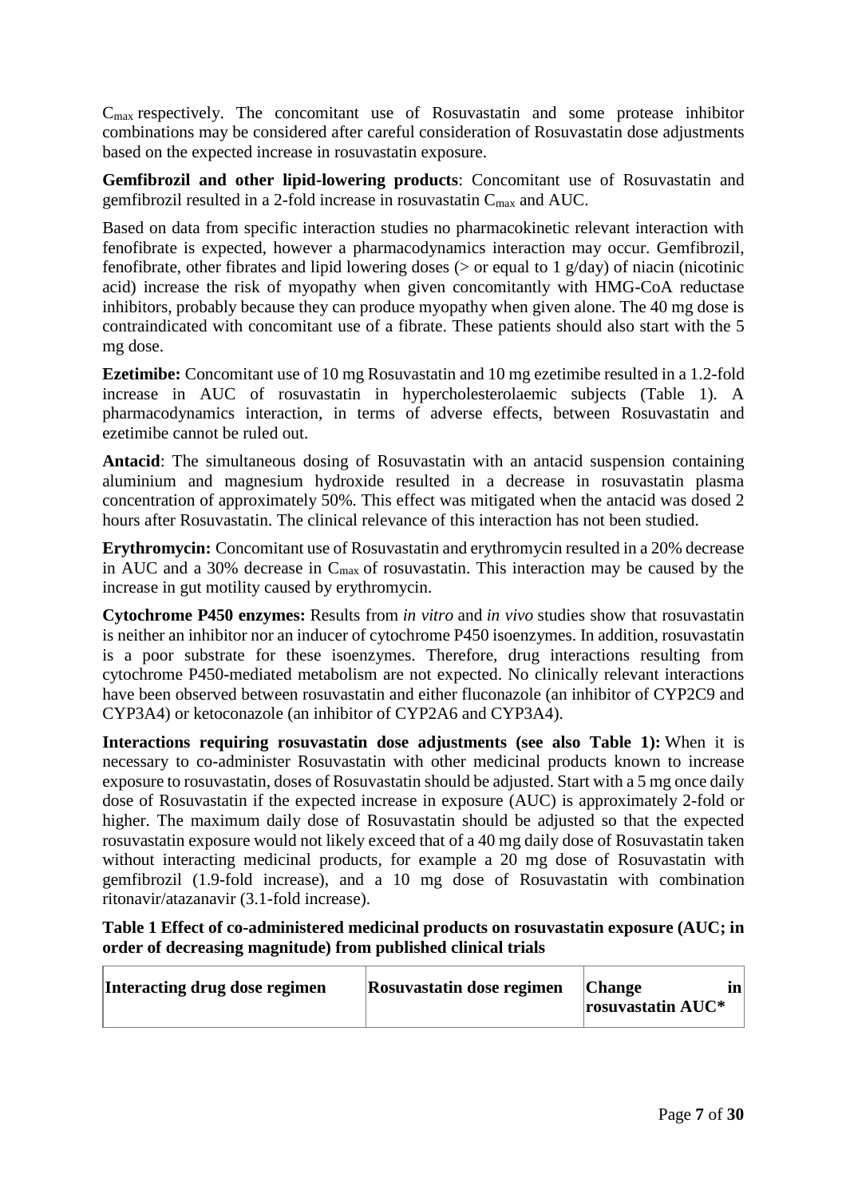$C_{max}$ respectively. The concomitant use of Rosuvastatin and some protease inhibitor combinations may be considered after careful consideration of Rosuvastatin dose adjustments based on the expected increase in rosuvastatin exposure.

**Gemfibrozil and other lipid-lowering products**: Concomitant use of Rosuvastatin and gemfibrozil resulted in a 2-fold increase in rosuvastatin $C_{max}$ and AUC.

Based on data from specific interaction studies no pharmacokinetic relevant interaction with fenofibrate is expected, however a pharmacodynamics interaction may occur. Gemfibrozil, fenofibrate, other fibrates and lipid lowering doses (> or equal to 1 g/day) of niacin (nicotinic acid) increase the risk of myopathy when given concomitantly with HMG-CoA reductase inhibitors, probably because they can produce myopathy when given alone. The 40 mg dose is contraindicated with concomitant use of a fibrate. These patients should also start with the 5 mg dose.

**Ezetimibe:** Concomitant use of 10 mg Rosuvastatin and 10 mg ezetimibe resulted in a 1.2-fold increase in AUC of rosuvastatin in hypercholesterolaemic subjects (Table 1). A pharmacodynamics interaction, in terms of adverse effects, between Rosuvastatin and ezetimibe cannot be ruled out.

**Antacid**: The simultaneous dosing of Rosuvastatin with an antacid suspension containing aluminium and magnesium hydroxide resulted in a decrease in rosuvastatin plasma concentration of approximately 50%. This effect was mitigated when the antacid was dosed 2 hours after Rosuvastatin. The clinical relevance of this interaction has not been studied.

**Erythromycin:** Concomitant use of Rosuvastatin and erythromycin resulted in a 20% decrease in AUC and a 30% decrease in $C_{max}$ of rosuvastatin. This interaction may be caused by the increase in gut motility caused by erythromycin.

**Cytochrome P450 enzymes:** Results from *in vitro* and *in vivo* studies show that rosuvastatin is neither an inhibitor nor an inducer of cytochrome P450 isoenzymes. In addition, rosuvastatin is a poor substrate for these isoenzymes. Therefore, drug interactions resulting from cytochrome P450-mediated metabolism are not expected. No clinically relevant interactions have been observed between rosuvastatin and either fluconazole (an inhibitor of CYP2C9 and CYP3A4) or ketoconazole (an inhibitor of CYP2A6 and CYP3A4).

**Interactions requiring rosuvastatin dose adjustments (see also Table 1):** When it is necessary to co-administer Rosuvastatin with other medicinal products known to increase exposure to rosuvastatin, doses of Rosuvastatin should be adjusted. Start with a 5 mg once daily dose of Rosuvastatin if the expected increase in exposure (AUC) is approximately 2-fold or higher. The maximum daily dose of Rosuvastatin should be adjusted so that the expected rosuvastatin exposure would not likely exceed that of a 40 mg daily dose of Rosuvastatin taken without interacting medicinal products, for example a 20 mg dose of Rosuvastatin with gemfibrozil (1.9-fold increase), and a 10 mg dose of Rosuvastatin with combination ritonavir/atazanavir (3.1-fold increase).

**Table 1 Effect of co-administered medicinal products on rosuvastatin exposure (AUC; in order of decreasing magnitude) from published clinical trials**

| Interacting drug dose regimen | Rosuvastatin dose regimen | Change in rosuvastatin AUC* |
|---|---|---|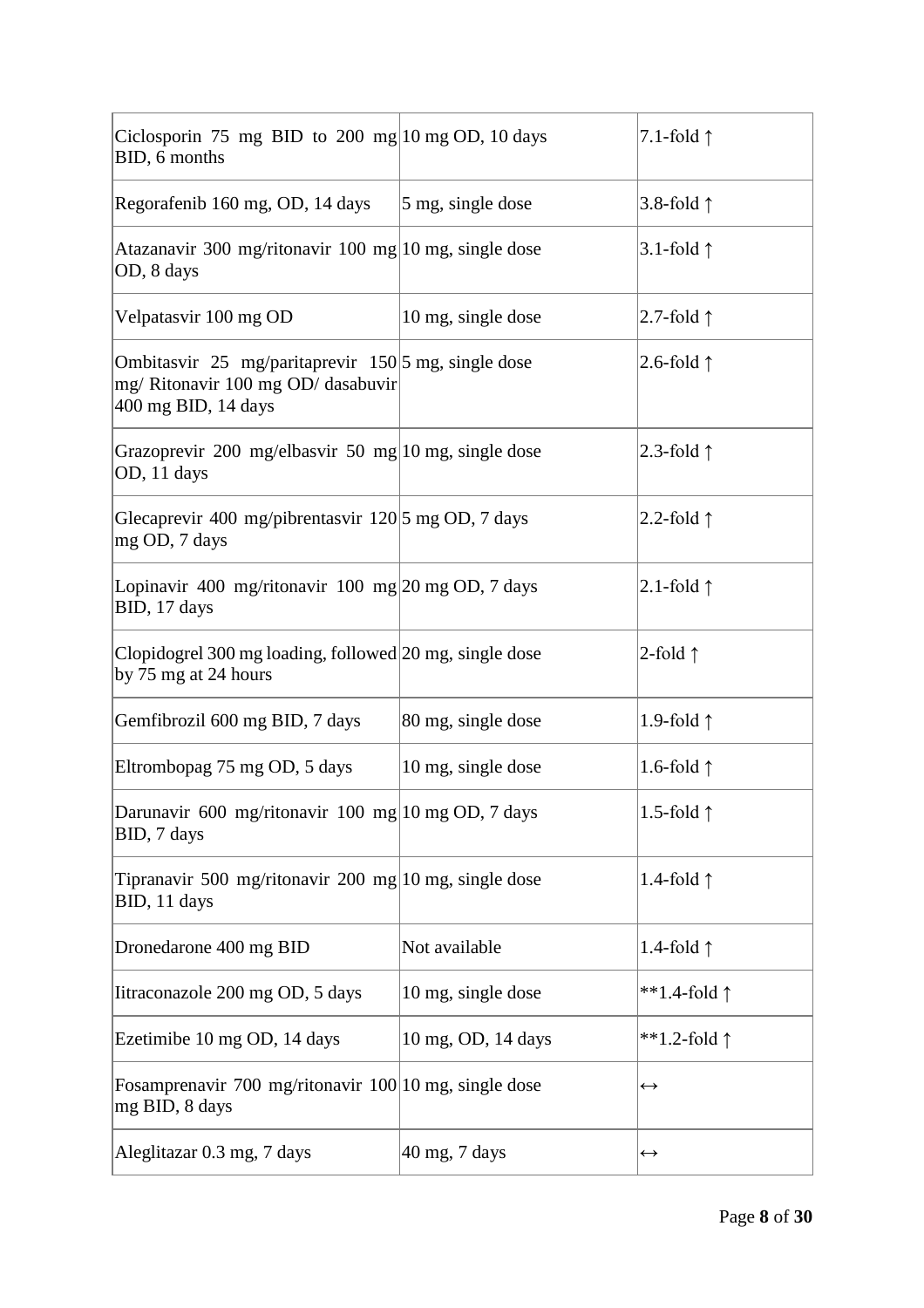| | | |
|---|---|---|
| Ciclosporin 75 mg BID to 200 mg BID, 6 months | 10 mg OD, 10 days | 7.1-fold ↑ |
| Regorafenib 160 mg, OD, 14 days | 5 mg, single dose | 3.8-fold ↑ |
| Atazanavir 300 mg/ritonavir 100 mg OD, 8 days | 10 mg, single dose | 3.1-fold ↑ |
| Velpatasvir 100 mg OD | 10 mg, single dose | 2.7-fold ↑ |
| Ombitasvir 25 mg/paritaprevir 150 mg/ Ritonavir 100 mg OD/ dasabuvir 400 mg BID, 14 days | 5 mg, single dose | 2.6-fold ↑ |
| Grazoprevir 200 mg/elbasvir 50 mg OD, 11 days | 10 mg, single dose | 2.3-fold ↑ |
| Glecaprevir 400 mg/pibrentasvir 120 mg OD, 7 days | 5 mg OD, 7 days | 2.2-fold ↑ |
| Lopinavir 400 mg/ritonavir 100 mg BID, 17 days | 20 mg OD, 7 days | 2.1-fold ↑ |
| Clopidogrel 300 mg loading, followed by 75 mg at 24 hours | 20 mg, single dose | 2-fold ↑ |
| Gemfibrozil 600 mg BID, 7 days | 80 mg, single dose | 1.9-fold ↑ |
| Eltrombopag 75 mg OD, 5 days | 10 mg, single dose | 1.6-fold ↑ |
| Darunavir 600 mg/ritonavir 100 mg BID, 7 days | 10 mg OD, 7 days | 1.5-fold ↑ |
| Tipranavir 500 mg/ritonavir 200 mg BID, 11 days | 10 mg, single dose | 1.4-fold ↑ |
| Dronedarone 400 mg BID | Not available | 1.4-fold ↑ |
| Iitraconazole 200 mg OD, 5 days | 10 mg, single dose | **1.4-fold ↑ |
| Ezetimibe 10 mg OD, 14 days | 10 mg, OD, 14 days | **1.2-fold ↑ |
| Fosamprenavir 700 mg/ritonavir 100 mg BID, 8 days | 10 mg, single dose | ↔ |
| Aleglitazar 0.3 mg, 7 days | 40 mg, 7 days | ↔ |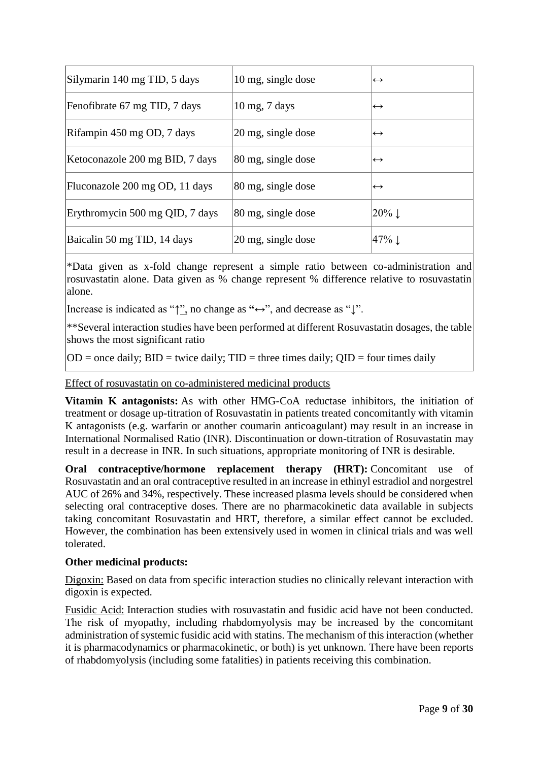| | | |
|---|---|---|
| Silymarin 140 mg TID, 5 days | 10 mg, single dose | ↔ |
| Fenofibrate 67 mg TID, 7 days | 10 mg, 7 days | ↔ |
| Rifampin 450 mg OD, 7 days | 20 mg, single dose | ↔ |
| Ketoconazole 200 mg BID, 7 days | 80 mg, single dose | ↔ |
| Fluconazole 200 mg OD, 11 days | 80 mg, single dose | ↔ |
| Erythromycin 500 mg QID, 7 days | 80 mg, single dose | 20% ↓ |
| Baicalin 50 mg TID, 14 days | 20 mg, single dose | 47% ↓ |

*Data given as x-fold change represent a simple ratio between co-administration and rosuvastatin alone. Data given as % change represent % difference relative to rosuvastatin alone.

Increase is indicated as "↑", no change as "↔", and decrease as "↓".

**Several interaction studies have been performed at different Rosuvastatin dosages, the table shows the most significant ratio

OD = once daily; BID = twice daily; TID = three times daily; QID = four times daily

Effect of rosuvastatin on co-administered medicinal products

**Vitamin K antagonists:** As with other HMG-CoA reductase inhibitors, the initiation of treatment or dosage up-titration of Rosuvastatin in patients treated concomitantly with vitamin K antagonists (e.g. warfarin or another coumarin anticoagulant) may result in an increase in International Normalised Ratio (INR). Discontinuation or down-titration of Rosuvastatin may result in a decrease in INR. In such situations, appropriate monitoring of INR is desirable.

**Oral contraceptive/hormone replacement therapy (HRT):** Concomitant use of Rosuvastatin and an oral contraceptive resulted in an increase in ethinyl estradiol and norgestrel AUC of 26% and 34%, respectively. These increased plasma levels should be considered when selecting oral contraceptive doses. There are no pharmacokinetic data available in subjects taking concomitant Rosuvastatin and HRT, therefore, a similar effect cannot be excluded. However, the combination has been extensively used in women in clinical trials and was well tolerated.

**Other medicinal products:**

Digoxin: Based on data from specific interaction studies no clinically relevant interaction with digoxin is expected.

Fusidic Acid: Interaction studies with rosuvastatin and fusidic acid have not been conducted. The risk of myopathy, including rhabdomyolysis may be increased by the concomitant administration of systemic fusidic acid with statins. The mechanism of this interaction (whether it is pharmacodynamics or pharmacokinetic, or both) is yet unknown. There have been reports of rhabdomyolysis (including some fatalities) in patients receiving this combination.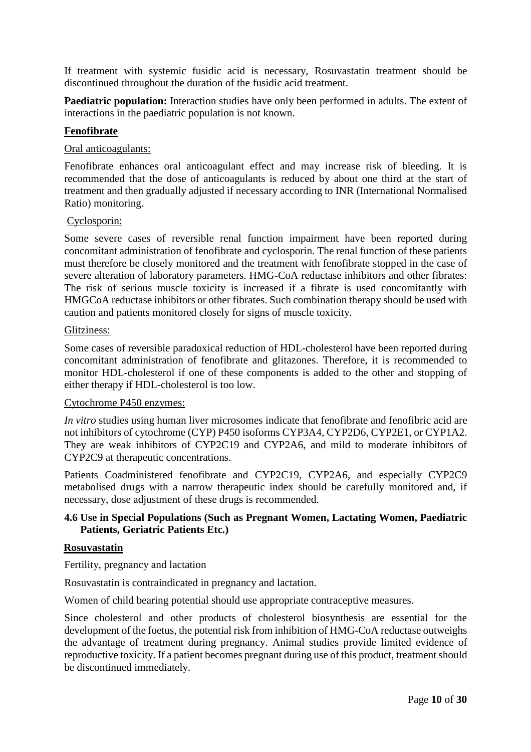If treatment with systemic fusidic acid is necessary, Rosuvastatin treatment should be discontinued throughout the duration of the fusidic acid treatment.

**Paediatric population:** Interaction studies have only been performed in adults. The extent of interactions in the paediatric population is not known.

**Fenofibrate**

Oral anticoagulants:

Fenofibrate enhances oral anticoagulant effect and may increase risk of bleeding. It is recommended that the dose of anticoagulants is reduced by about one third at the start of treatment and then gradually adjusted if necessary according to INR (International Normalised Ratio) monitoring.

Cyclosporin:

Some severe cases of reversible renal function impairment have been reported during concomitant administration of fenofibrate and cyclosporin. The renal function of these patients must therefore be closely monitored and the treatment with fenofibrate stopped in the case of severe alteration of laboratory parameters. HMG-CoA reductase inhibitors and other fibrates: The risk of serious muscle toxicity is increased if a fibrate is used concomitantly with HMGCoA reductase inhibitors or other fibrates. Such combination therapy should be used with caution and patients monitored closely for signs of muscle toxicity.

Glitziness:

Some cases of reversible paradoxical reduction of HDL-cholesterol have been reported during concomitant administration of fenofibrate and glitazones. Therefore, it is recommended to monitor HDL-cholesterol if one of these components is added to the other and stopping of either therapy if HDL-cholesterol is too low.

Cytochrome P450 enzymes:

*In vitro* studies using human liver microsomes indicate that fenofibrate and fenofibric acid are not inhibitors of cytochrome (CYP) P450 isoforms CYP3A4, CYP2D6, CYP2E1, or CYP1A2. They are weak inhibitors of CYP2C19 and CYP2A6, and mild to moderate inhibitors of CYP2C9 at therapeutic concentrations.

Patients Coadministered fenofibrate and CYP2C19, CYP2A6, and especially CYP2C9 metabolised drugs with a narrow therapeutic index should be carefully monitored and, if necessary, dose adjustment of these drugs is recommended.

### 4.6 Use in Special Populations (Such as Pregnant Women, Lactating Women, Paediatric Patients, Geriatric Patients Etc.)

**Rosuvastatin**

Fertility, pregnancy and lactation

Rosuvastatin is contraindicated in pregnancy and lactation.

Women of child bearing potential should use appropriate contraceptive measures.

Since cholesterol and other products of cholesterol biosynthesis are essential for the development of the foetus, the potential risk from inhibition of HMG-CoA reductase outweighs the advantage of treatment during pregnancy. Animal studies provide limited evidence of reproductive toxicity. If a patient becomes pregnant during use of this product, treatment should be discontinued immediately.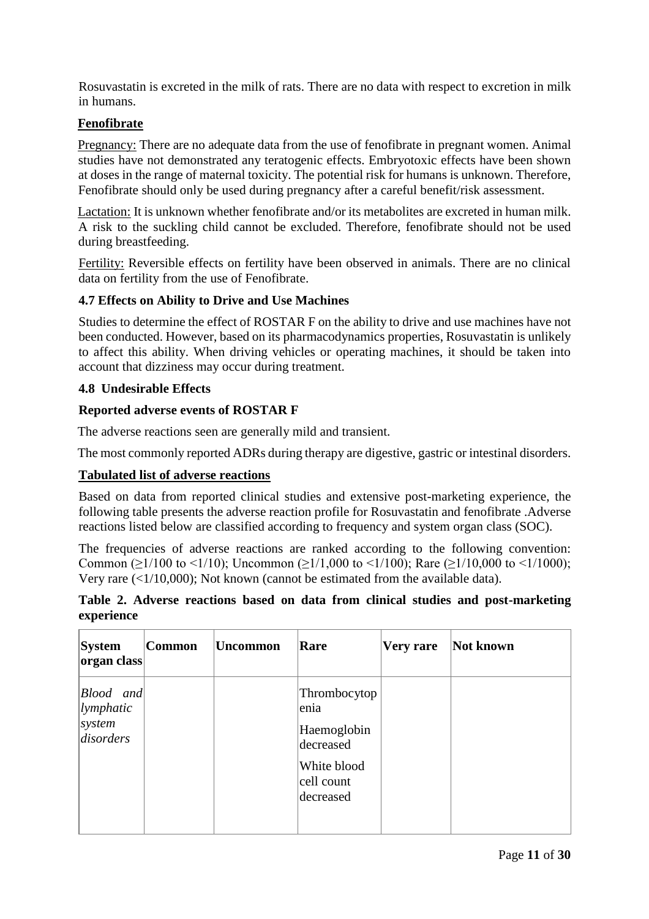Rosuvastatin is excreted in the milk of rats. There are no data with respect to excretion in milk in humans.

**Fenofibrate**

Pregnancy: There are no adequate data from the use of fenofibrate in pregnant women. Animal studies have not demonstrated any teratogenic effects. Embryotoxic effects have been shown at doses in the range of maternal toxicity. The potential risk for humans is unknown. Therefore, Fenofibrate should only be used during pregnancy after a careful benefit/risk assessment.

Lactation: It is unknown whether fenofibrate and/or its metabolites are excreted in human milk. A risk to the suckling child cannot be excluded. Therefore, fenofibrate should not be used during breastfeeding.

Fertility: Reversible effects on fertility have been observed in animals. There are no clinical data on fertility from the use of Fenofibrate.

### 4.7 Effects on Ability to Drive and Use Machines

Studies to determine the effect of ROSTAR F on the ability to drive and use machines have not been conducted. However, based on its pharmacodynamics properties, Rosuvastatin is unlikely to affect this ability. When driving vehicles or operating machines, it should be taken into account that dizziness may occur during treatment.

### 4.8 Undesirable Effects

**Reported adverse events of ROSTAR F**

The adverse reactions seen are generally mild and transient.

The most commonly reported ADRs during therapy are digestive, gastric or intestinal disorders.

**Tabulated list of adverse reactions**

Based on data from reported clinical studies and extensive post-marketing experience, the following table presents the adverse reaction profile for Rosuvastatin and fenofibrate .Adverse reactions listed below are classified according to frequency and system organ class (SOC).

The frequencies of adverse reactions are ranked according to the following convention: Common (≥1/100 to <1/10); Uncommon (≥1/1,000 to <1/100); Rare (≥1/10,000 to <1/1000); Very rare (<1/10,000); Not known (cannot be estimated from the available data).

**Table 2. Adverse reactions based on data from clinical studies and post-marketing experience**

| System organ class | Common | Uncommon | Rare | Very rare | Not known |
|---|---|---|---|---|---|
| *Blood and lymphatic system disorders* | | | Thrombocytopenia<br>Haemoglobin decreased<br>White blood cell count decreased | | |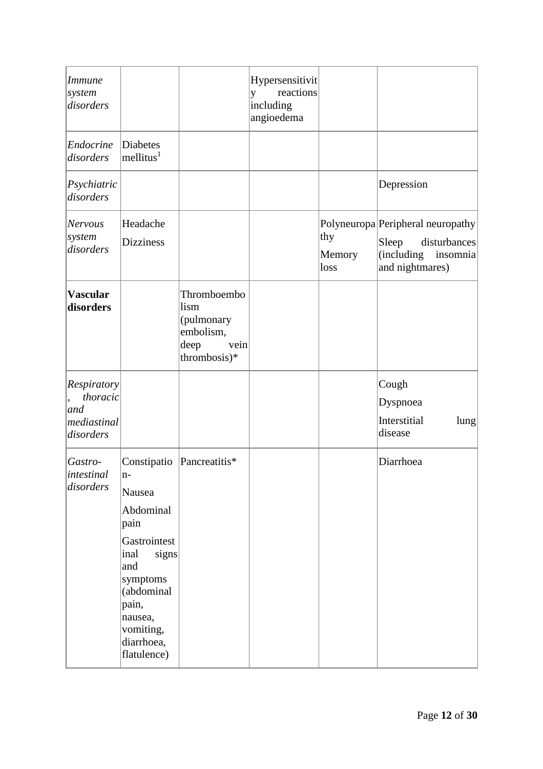| | | | | | |
|---|---|---|---|---|---|
| *Immune system disorders* | | | Hypersensitivity reactions including angioedema | | |
| *Endocrine disorders* | Diabetes mellitus[1] | | | | |
| *Psychiatric disorders* | | | | | Depression |
| *Nervous system disorders* | Headache<br>Dizziness | | | Polyneuropathy<br>Memory loss | Peripheral neuropathy<br>Sleep disturbances (including insomnia and nightmares) |
| **Vascular disorders** | | Thromboembolism (pulmonary embolism, deep vein thrombosis)* | | | |
| *Respiratory, thoracic and mediastinal disorders* | | | | | Cough<br>Dyspnoea<br>Interstitial lung disease |
| *Gastro-intestinal disorders* | Constipation-<br>Nausea<br>Abdominal pain<br>Gastrointestinal signs and symptoms (abdominal pain, nausea, vomiting, diarrhoea, flatulence) | Pancreatitis* | | | Diarrhoea |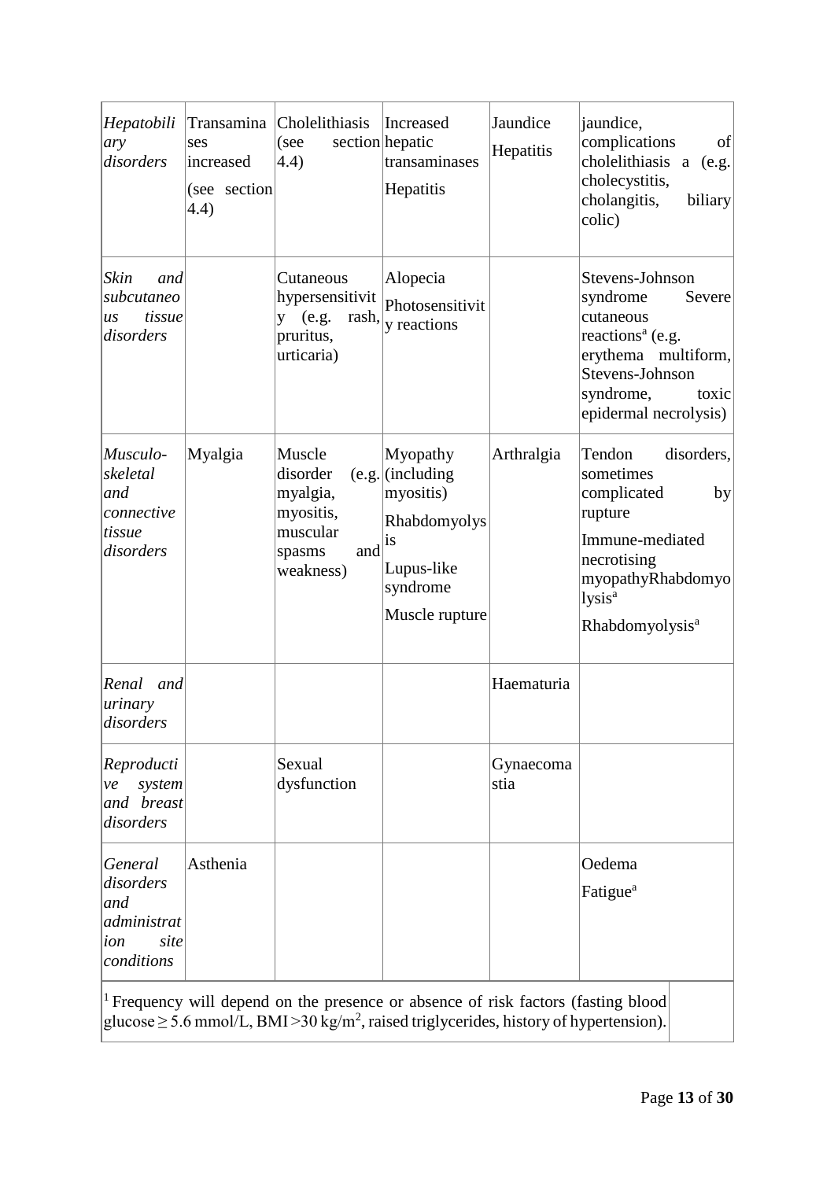| *Hepatobiliary disorders* | Transaminases increased (see section 4.4) | Cholelithiasis (see section 4.4) | Increased hepatic transaminases<br>Hepatitis | Jaundice<br>Hepatitis | jaundice, complications of cholelithiasis a (e.g. cholecystitis, cholangitis, biliary colic) |
|---|---|---|---|---|---|
| *Skin and subcutaneous tissue disorders* | | Cutaneous hypersensitivity (e.g. rash, pruritus, urticaria) | Alopecia<br>Photosensitivity reactions | | Stevens-Johnson syndrome Severe cutaneous reactions[a] (e.g. erythema multiform, Stevens-Johnson syndrome, toxic epidermal necrolysis) |
| *Musculo-skeletal and connective tissue disorders* | Myalgia | Muscle disorder (e.g. myalgia, myositis, muscular spasms and weakness) | Myopathy (including myositis)<br>Rhabdomyolysis<br>Lupus-like syndrome<br>Muscle rupture | Arthralgia | Tendon disorders, sometimes complicated by rupture<br>Immune-mediated necrotising myopathyRhabdomyolysis[a]<br>Rhabdomyolysis[a] |
| *Renal and urinary disorders* | | | | Haematuria | |
| *Reproductive system and breast disorders* | | Sexual dysfunction | | Gynaecomastia | |
| *General disorders and administration site conditions* | Asthenia | | | | Oedema<br>Fatigue[a] |

[1] Frequency will depend on the presence or absence of risk factors (fasting blood glucose $\geq$ 5.6 mmol/L, BMI >30 kg/m$^2$, raised triglycerides, history of hypertension).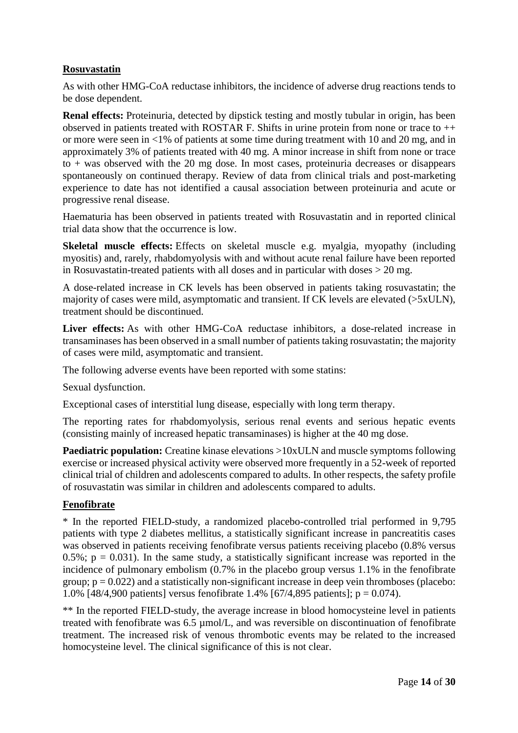**Rosuvastatin**

As with other HMG-CoA reductase inhibitors, the incidence of adverse drug reactions tends to be dose dependent.

**Renal effects:** Proteinuria, detected by dipstick testing and mostly tubular in origin, has been observed in patients treated with ROSTAR F. Shifts in urine protein from none or trace to ++ or more were seen in <1% of patients at some time during treatment with 10 and 20 mg, and in approximately 3% of patients treated with 40 mg. A minor increase in shift from none or trace to + was observed with the 20 mg dose. In most cases, proteinuria decreases or disappears spontaneously on continued therapy. Review of data from clinical trials and post-marketing experience to date has not identified a causal association between proteinuria and acute or progressive renal disease.

Haematuria has been observed in patients treated with Rosuvastatin and in reported clinical trial data show that the occurrence is low.

**Skeletal muscle effects:** Effects on skeletal muscle e.g. myalgia, myopathy (including myositis) and, rarely, rhabdomyolysis with and without acute renal failure have been reported in Rosuvastatin-treated patients with all doses and in particular with doses > 20 mg.

A dose-related increase in CK levels has been observed in patients taking rosuvastatin; the majority of cases were mild, asymptomatic and transient. If CK levels are elevated (>5xULN), treatment should be discontinued.

**Liver effects:** As with other HMG-CoA reductase inhibitors, a dose-related increase in transaminases has been observed in a small number of patients taking rosuvastatin; the majority of cases were mild, asymptomatic and transient.

The following adverse events have been reported with some statins:

Sexual dysfunction.

Exceptional cases of interstitial lung disease, especially with long term therapy.

The reporting rates for rhabdomyolysis, serious renal events and serious hepatic events (consisting mainly of increased hepatic transaminases) is higher at the 40 mg dose.

**Paediatric population:** Creatine kinase elevations >10xULN and muscle symptoms following exercise or increased physical activity were observed more frequently in a 52-week of reported clinical trial of children and adolescents compared to adults. In other respects, the safety profile of rosuvastatin was similar in children and adolescents compared to adults.

**Fenofibrate**

* In the reported FIELD-study, a randomized placebo-controlled trial performed in 9,795 patients with type 2 diabetes mellitus, a statistically significant increase in pancreatitis cases was observed in patients receiving fenofibrate versus patients receiving placebo (0.8% versus 0.5%; $p = 0.031$). In the same study, a statistically significant increase was reported in the incidence of pulmonary embolism (0.7% in the placebo group versus 1.1% in the fenofibrate group; $p = 0.022$) and a statistically non-significant increase in deep vein thromboses (placebo: 1.0% [48/4,900 patients] versus fenofibrate 1.4% [67/4,895 patients]; $p = 0.074$).

** In the reported FIELD-study, the average increase in blood homocysteine level in patients treated with fenofibrate was 6.5 µmol/L, and was reversible on discontinuation of fenofibrate treatment. The increased risk of venous thrombotic events may be related to the increased homocysteine level. The clinical significance of this is not clear.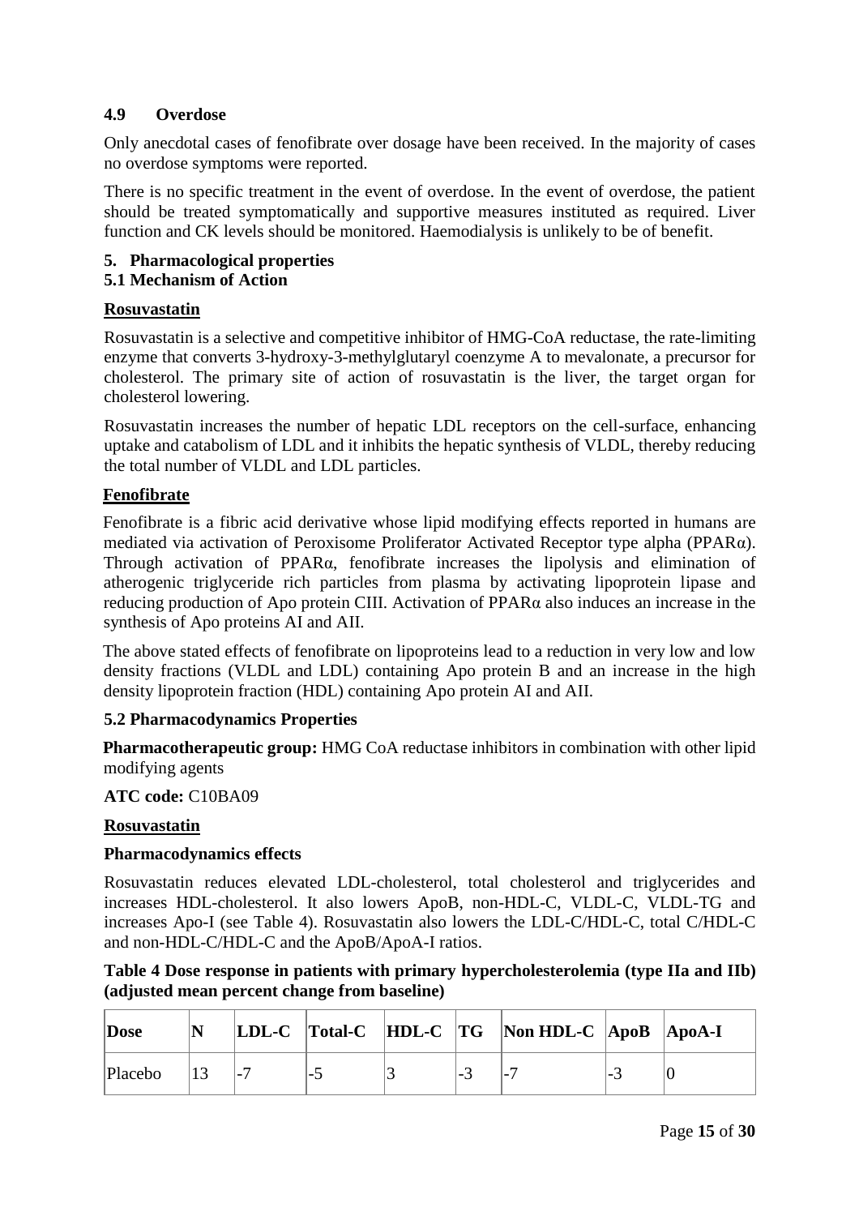## 4.9 Overdose

Only anecdotal cases of fenofibrate over dosage have been received. In the majority of cases no overdose symptoms were reported.

There is no specific treatment in the event of overdose. In the event of overdose, the patient should be treated symptomatically and supportive measures instituted as required. Liver function and CK levels should be monitored. Haemodialysis is unlikely to be of benefit.

## 5. Pharmacological properties

### 5.1 Mechanism of Action

**Rosuvastatin**

Rosuvastatin is a selective and competitive inhibitor of HMG-CoA reductase, the rate-limiting enzyme that converts 3-hydroxy-3-methylglutaryl coenzyme A to mevalonate, a precursor for cholesterol. The primary site of action of rosuvastatin is the liver, the target organ for cholesterol lowering.

Rosuvastatin increases the number of hepatic LDL receptors on the cell-surface, enhancing uptake and catabolism of LDL and it inhibits the hepatic synthesis of VLDL, thereby reducing the total number of VLDL and LDL particles.

**Fenofibrate**

Fenofibrate is a fibric acid derivative whose lipid modifying effects reported in humans are mediated via activation of Peroxisome Proliferator Activated Receptor type alpha (PPARα). Through activation of PPARα, fenofibrate increases the lipolysis and elimination of atherogenic triglyceride rich particles from plasma by activating lipoprotein lipase and reducing production of Apo protein CIII. Activation of PPARα also induces an increase in the synthesis of Apo proteins AI and AII.

The above stated effects of fenofibrate on lipoproteins lead to a reduction in very low and low density fractions (VLDL and LDL) containing Apo protein B and an increase in the high density lipoprotein fraction (HDL) containing Apo protein AI and AII.

### 5.2 Pharmacodynamics Properties

**Pharmacotherapeutic group:** HMG CoA reductase inhibitors in combination with other lipid modifying agents

**ATC code:** C10BA09

**Rosuvastatin**

**Pharmacodynamics effects**

Rosuvastatin reduces elevated LDL-cholesterol, total cholesterol and triglycerides and increases HDL-cholesterol. It also lowers ApoB, non-HDL-C, VLDL-C, VLDL-TG and increases Apo-I (see Table 4). Rosuvastatin also lowers the LDL-C/HDL-C, total C/HDL-C and non-HDL-C/HDL-C and the ApoB/ApoA-I ratios.

**Table 4 Dose response in patients with primary hypercholesterolemia (type IIa and IIb) (adjusted mean percent change from baseline)**

| Dose | N | LDL-C | Total-C | HDL-C | TG | Non HDL-C | ApoB | ApoA-I |
|---|---|---|---|---|---|---|---|---|
| Placebo | 13 | -7 | -5 | 3 | -3 | -7 | -3 | 0 |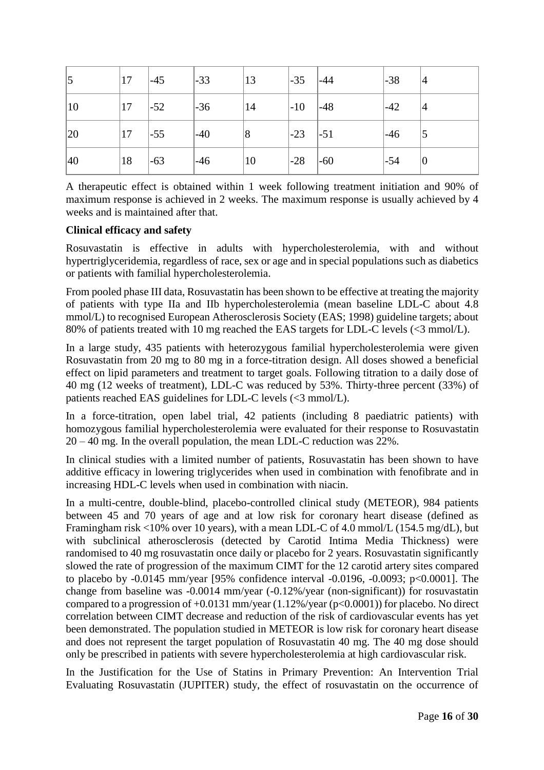| 5 | 17 | -45 | -33 | 13 | -35 | -44 | -38 | 4 |
|---|---|---|---|---|---|---|---|---|
| 10 | 17 | -52 | -36 | 14 | -10 | -48 | -42 | 4 |
| 20 | 17 | -55 | -40 | 8 | -23 | -51 | -46 | 5 |
| 40 | 18 | -63 | -46 | 10 | -28 | -60 | -54 | 0 |

A therapeutic effect is obtained within 1 week following treatment initiation and 90% of maximum response is achieved in 2 weeks. The maximum response is usually achieved by 4 weeks and is maintained after that.

**Clinical efficacy and safety**

Rosuvastatin is effective in adults with hypercholesterolemia, with and without hypertriglyceridemia, regardless of race, sex or age and in special populations such as diabetics or patients with familial hypercholesterolemia.

From pooled phase III data, Rosuvastatin has been shown to be effective at treating the majority of patients with type IIa and IIb hypercholesterolemia (mean baseline LDL-C about 4.8 mmol/L) to recognised European Atherosclerosis Society (EAS; 1998) guideline targets; about 80% of patients treated with 10 mg reached the EAS targets for LDL-C levels (<3 mmol/L).

In a large study, 435 patients with heterozygous familial hypercholesterolemia were given Rosuvastatin from 20 mg to 80 mg in a force-titration design. All doses showed a beneficial effect on lipid parameters and treatment to target goals. Following titration to a daily dose of 40 mg (12 weeks of treatment), LDL-C was reduced by 53%. Thirty-three percent (33%) of patients reached EAS guidelines for LDL-C levels (<3 mmol/L).

In a force-titration, open label trial, 42 patients (including 8 paediatric patients) with homozygous familial hypercholesterolemia were evaluated for their response to Rosuvastatin 20 – 40 mg. In the overall population, the mean LDL-C reduction was 22%.

In clinical studies with a limited number of patients, Rosuvastatin has been shown to have additive efficacy in lowering triglycerides when used in combination with fenofibrate and in increasing HDL-C levels when used in combination with niacin.

In a multi-centre, double-blind, placebo-controlled clinical study (METEOR), 984 patients between 45 and 70 years of age and at low risk for coronary heart disease (defined as Framingham risk <10% over 10 years), with a mean LDL-C of 4.0 mmol/L (154.5 mg/dL), but with subclinical atherosclerosis (detected by Carotid Intima Media Thickness) were randomised to 40 mg rosuvastatin once daily or placebo for 2 years. Rosuvastatin significantly slowed the rate of progression of the maximum CIMT for the 12 carotid artery sites compared to placebo by -0.0145 mm/year [95% confidence interval -0.0196, -0.0093; $p<0.0001$]. The change from baseline was -0.0014 mm/year (-0.12%/year (non-significant)) for rosuvastatin compared to a progression of +0.0131 mm/year (1.12%/year ($p<0.0001$)) for placebo. No direct correlation between CIMT decrease and reduction of the risk of cardiovascular events has yet been demonstrated. The population studied in METEOR is low risk for coronary heart disease and does not represent the target population of Rosuvastatin 40 mg. The 40 mg dose should only be prescribed in patients with severe hypercholesterolemia at high cardiovascular risk.

In the Justification for the Use of Statins in Primary Prevention: An Intervention Trial Evaluating Rosuvastatin (JUPITER) study, the effect of rosuvastatin on the occurrence of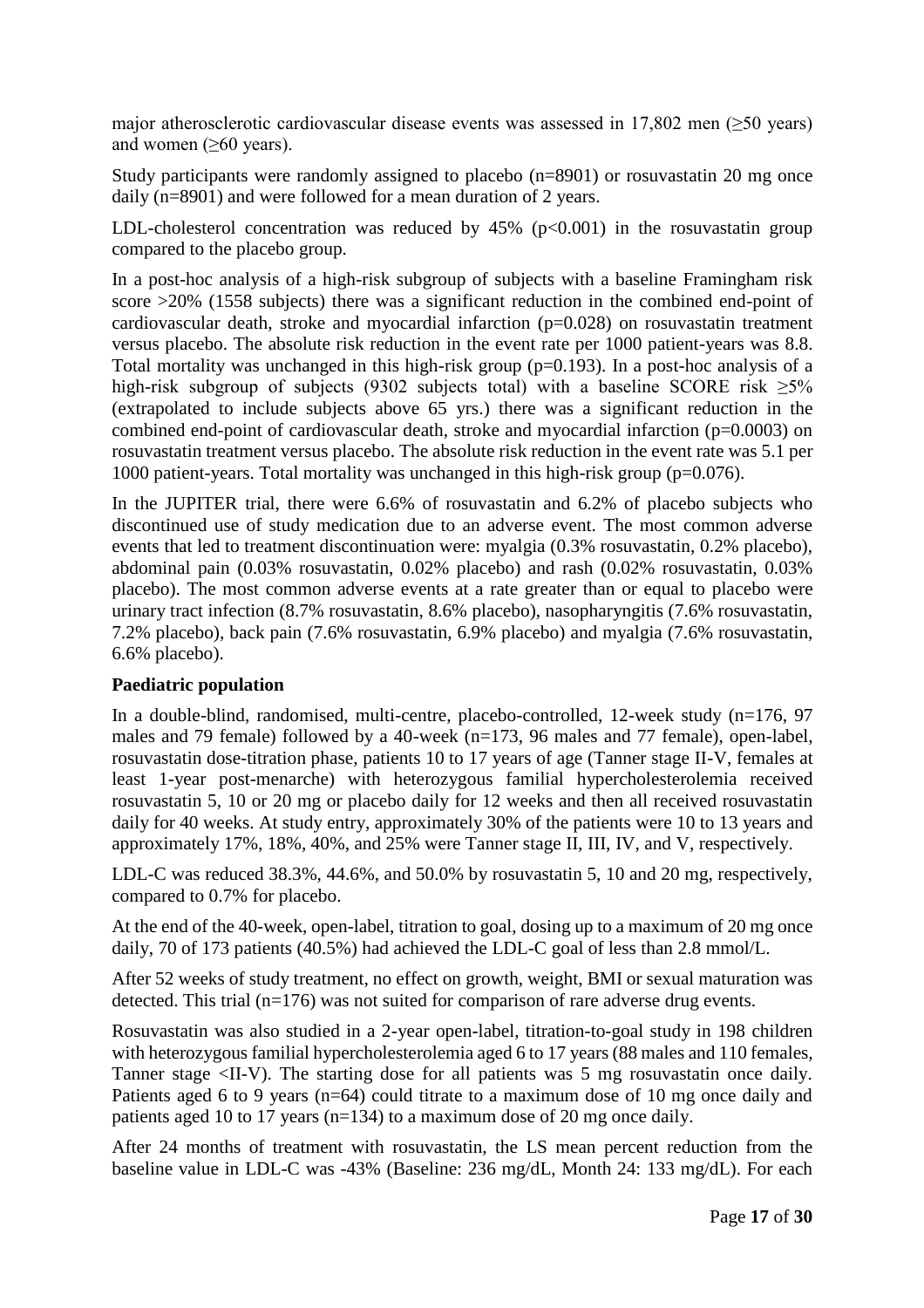major atherosclerotic cardiovascular disease events was assessed in 17,802 men (≥50 years) and women (≥60 years).

Study participants were randomly assigned to placebo (n=8901) or rosuvastatin 20 mg once daily (n=8901) and were followed for a mean duration of 2 years.

LDL-cholesterol concentration was reduced by 45% ($p<0.001$) in the rosuvastatin group compared to the placebo group.

In a post-hoc analysis of a high-risk subgroup of subjects with a baseline Framingham risk score >20% (1558 subjects) there was a significant reduction in the combined end-point of cardiovascular death, stroke and myocardial infarction ($p=0.028$) on rosuvastatin treatment versus placebo. The absolute risk reduction in the event rate per 1000 patient-years was 8.8. Total mortality was unchanged in this high-risk group ($p=0.193$). In a post-hoc analysis of a high-risk subgroup of subjects (9302 subjects total) with a baseline SCORE risk ≥5% (extrapolated to include subjects above 65 yrs.) there was a significant reduction in the combined end-point of cardiovascular death, stroke and myocardial infarction ($p=0.0003$) on rosuvastatin treatment versus placebo. The absolute risk reduction in the event rate was 5.1 per 1000 patient-years. Total mortality was unchanged in this high-risk group ($p=0.076$).

In the JUPITER trial, there were 6.6% of rosuvastatin and 6.2% of placebo subjects who discontinued use of study medication due to an adverse event. The most common adverse events that led to treatment discontinuation were: myalgia (0.3% rosuvastatin, 0.2% placebo), abdominal pain (0.03% rosuvastatin, 0.02% placebo) and rash (0.02% rosuvastatin, 0.03% placebo). The most common adverse events at a rate greater than or equal to placebo were urinary tract infection (8.7% rosuvastatin, 8.6% placebo), nasopharyngitis (7.6% rosuvastatin, 7.2% placebo), back pain (7.6% rosuvastatin, 6.9% placebo) and myalgia (7.6% rosuvastatin, 6.6% placebo).

**Paediatric population**

In a double-blind, randomised, multi-centre, placebo-controlled, 12-week study (n=176, 97 males and 79 female) followed by a 40-week (n=173, 96 males and 77 female), open-label, rosuvastatin dose-titration phase, patients 10 to 17 years of age (Tanner stage II-V, females at least 1-year post-menarche) with heterozygous familial hypercholesterolemia received rosuvastatin 5, 10 or 20 mg or placebo daily for 12 weeks and then all received rosuvastatin daily for 40 weeks. At study entry, approximately 30% of the patients were 10 to 13 years and approximately 17%, 18%, 40%, and 25% were Tanner stage II, III, IV, and V, respectively.

LDL-C was reduced 38.3%, 44.6%, and 50.0% by rosuvastatin 5, 10 and 20 mg, respectively, compared to 0.7% for placebo.

At the end of the 40-week, open-label, titration to goal, dosing up to a maximum of 20 mg once daily, 70 of 173 patients (40.5%) had achieved the LDL-C goal of less than 2.8 mmol/L.

After 52 weeks of study treatment, no effect on growth, weight, BMI or sexual maturation was detected. This trial (n=176) was not suited for comparison of rare adverse drug events.

Rosuvastatin was also studied in a 2-year open-label, titration-to-goal study in 198 children with heterozygous familial hypercholesterolemia aged 6 to 17 years (88 males and 110 females, Tanner stage <II-V). The starting dose for all patients was 5 mg rosuvastatin once daily. Patients aged 6 to 9 years (n=64) could titrate to a maximum dose of 10 mg once daily and patients aged 10 to 17 years (n=134) to a maximum dose of 20 mg once daily.

After 24 months of treatment with rosuvastatin, the LS mean percent reduction from the baseline value in LDL-C was -43% (Baseline: 236 mg/dL, Month 24: 133 mg/dL). For each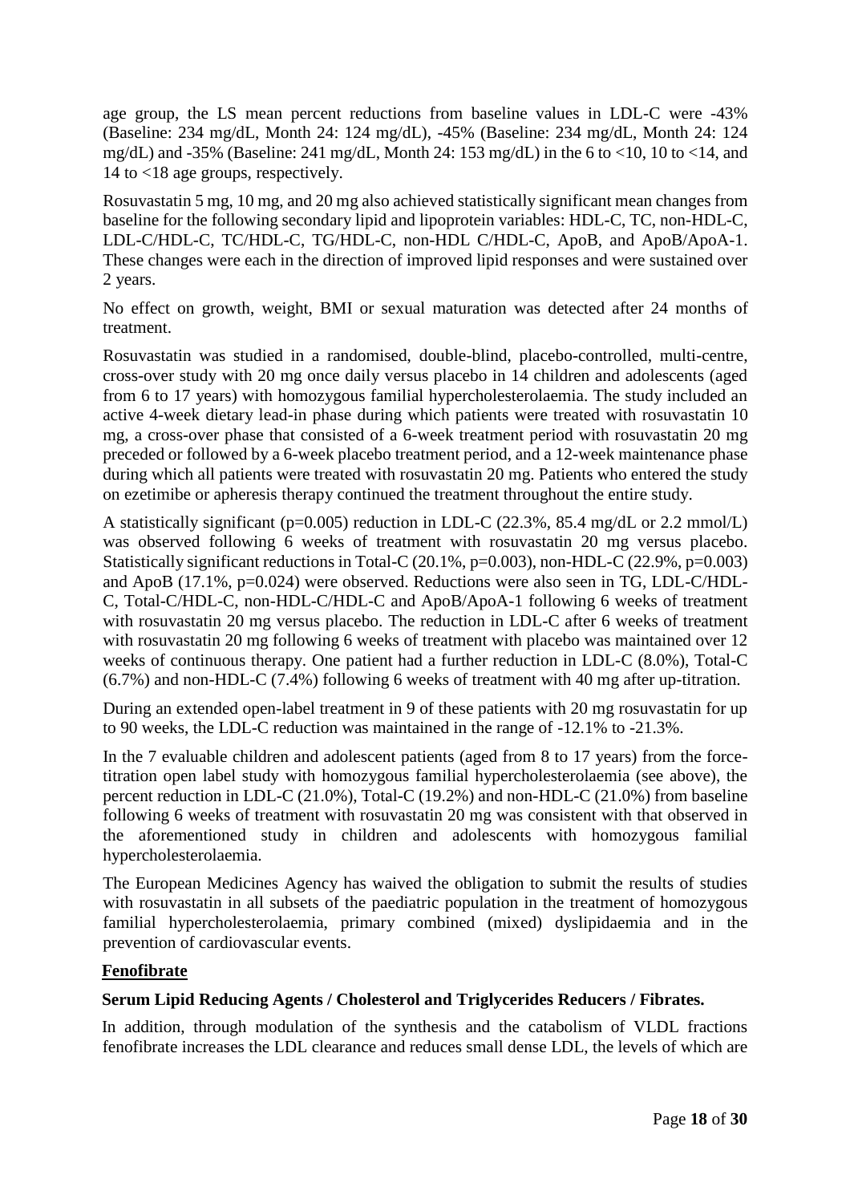age group, the LS mean percent reductions from baseline values in LDL-C were -43% (Baseline: 234 mg/dL, Month 24: 124 mg/dL), -45% (Baseline: 234 mg/dL, Month 24: 124 mg/dL) and -35% (Baseline: 241 mg/dL, Month 24: 153 mg/dL) in the 6 to <10, 10 to <14, and 14 to <18 age groups, respectively.

Rosuvastatin 5 mg, 10 mg, and 20 mg also achieved statistically significant mean changes from baseline for the following secondary lipid and lipoprotein variables: HDL-C, TC, non-HDL-C, LDL-C/HDL-C, TC/HDL-C, TG/HDL-C, non-HDL C/HDL-C, ApoB, and ApoB/ApoA-1. These changes were each in the direction of improved lipid responses and were sustained over 2 years.

No effect on growth, weight, BMI or sexual maturation was detected after 24 months of treatment.

Rosuvastatin was studied in a randomised, double-blind, placebo-controlled, multi-centre, cross-over study with 20 mg once daily versus placebo in 14 children and adolescents (aged from 6 to 17 years) with homozygous familial hypercholesterolaemia. The study included an active 4-week dietary lead-in phase during which patients were treated with rosuvastatin 10 mg, a cross-over phase that consisted of a 6-week treatment period with rosuvastatin 20 mg preceded or followed by a 6-week placebo treatment period, and a 12-week maintenance phase during which all patients were treated with rosuvastatin 20 mg. Patients who entered the study on ezetimibe or apheresis therapy continued the treatment throughout the entire study.

A statistically significant ($p=0.005$) reduction in LDL-C (22.3%, 85.4 mg/dL or 2.2 mmol/L) was observed following 6 weeks of treatment with rosuvastatin 20 mg versus placebo. Statistically significant reductions in Total-C (20.1%, $p=0.003$), non-HDL-C (22.9%, $p=0.003$) and ApoB (17.1%, $p=0.024$) were observed. Reductions were also seen in TG, LDL-C/HDL-C, Total-C/HDL-C, non-HDL-C/HDL-C and ApoB/ApoA-1 following 6 weeks of treatment with rosuvastatin 20 mg versus placebo. The reduction in LDL-C after 6 weeks of treatment with rosuvastatin 20 mg following 6 weeks of treatment with placebo was maintained over 12 weeks of continuous therapy. One patient had a further reduction in LDL-C (8.0%), Total-C (6.7%) and non-HDL-C (7.4%) following 6 weeks of treatment with 40 mg after up-titration.

During an extended open-label treatment in 9 of these patients with 20 mg rosuvastatin for up to 90 weeks, the LDL-C reduction was maintained in the range of -12.1% to -21.3%.

In the 7 evaluable children and adolescent patients (aged from 8 to 17 years) from the force-titration open label study with homozygous familial hypercholesterolaemia (see above), the percent reduction in LDL-C (21.0%), Total-C (19.2%) and non-HDL-C (21.0%) from baseline following 6 weeks of treatment with rosuvastatin 20 mg was consistent with that observed in the aforementioned study in children and adolescents with homozygous familial hypercholesterolaemia.

The European Medicines Agency has waived the obligation to submit the results of studies with rosuvastatin in all subsets of the paediatric population in the treatment of homozygous familial hypercholesterolaemia, primary combined (mixed) dyslipidaemia and in the prevention of cardiovascular events.

**Fenofibrate**

**Serum Lipid Reducing Agents / Cholesterol and Triglycerides Reducers / Fibrates.**

In addition, through modulation of the synthesis and the catabolism of VLDL fractions fenofibrate increases the LDL clearance and reduces small dense LDL, the levels of which are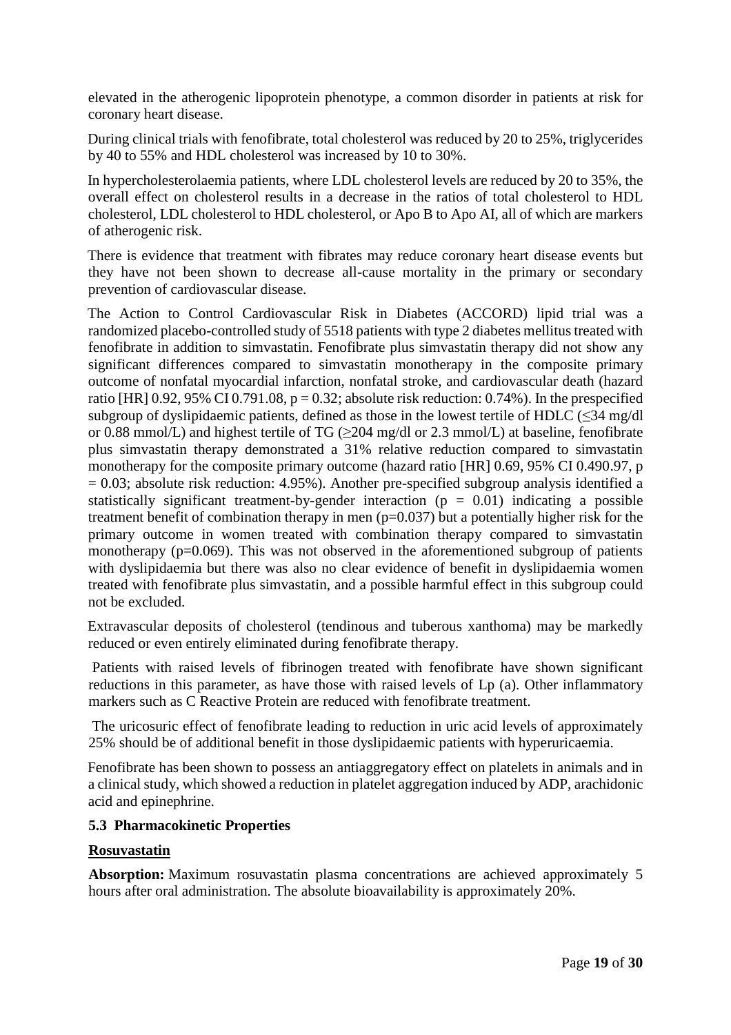elevated in the atherogenic lipoprotein phenotype, a common disorder in patients at risk for coronary heart disease.

During clinical trials with fenofibrate, total cholesterol was reduced by 20 to 25%, triglycerides by 40 to 55% and HDL cholesterol was increased by 10 to 30%.

In hypercholesterolaemia patients, where LDL cholesterol levels are reduced by 20 to 35%, the overall effect on cholesterol results in a decrease in the ratios of total cholesterol to HDL cholesterol, LDL cholesterol to HDL cholesterol, or Apo B to Apo AI, all of which are markers of atherogenic risk.

There is evidence that treatment with fibrates may reduce coronary heart disease events but they have not been shown to decrease all-cause mortality in the primary or secondary prevention of cardiovascular disease.

The Action to Control Cardiovascular Risk in Diabetes (ACCORD) lipid trial was a randomized placebo-controlled study of 5518 patients with type 2 diabetes mellitus treated with fenofibrate in addition to simvastatin. Fenofibrate plus simvastatin therapy did not show any significant differences compared to simvastatin monotherapy in the composite primary outcome of nonfatal myocardial infarction, nonfatal stroke, and cardiovascular death (hazard ratio [HR] 0.92, 95% CI 0.791.08, $p = 0.32$; absolute risk reduction: 0.74%). In the prespecified subgroup of dyslipidaemic patients, defined as those in the lowest tertile of HDLC ($\leq$34 mg/dl or 0.88 mmol/L) and highest tertile of TG ($\geq$204 mg/dl or 2.3 mmol/L) at baseline, fenofibrate plus simvastatin therapy demonstrated a 31% relative reduction compared to simvastatin monotherapy for the composite primary outcome (hazard ratio [HR] 0.69, 95% CI 0.490.97, $p = 0.03$; absolute risk reduction: 4.95%). Another pre-specified subgroup analysis identified a statistically significant treatment-by-gender interaction ($p = 0.01$) indicating a possible treatment benefit of combination therapy in men ($p=0.037$) but a potentially higher risk for the primary outcome in women treated with combination therapy compared to simvastatin monotherapy ($p=0.069$). This was not observed in the aforementioned subgroup of patients with dyslipidaemia but there was also no clear evidence of benefit in dyslipidaemia women treated with fenofibrate plus simvastatin, and a possible harmful effect in this subgroup could not be excluded.

Extravascular deposits of cholesterol (tendinous and tuberous xanthoma) may be markedly reduced or even entirely eliminated during fenofibrate therapy.

Patients with raised levels of fibrinogen treated with fenofibrate have shown significant reductions in this parameter, as have those with raised levels of Lp (a). Other inflammatory markers such as C Reactive Protein are reduced with fenofibrate treatment.

The uricosuric effect of fenofibrate leading to reduction in uric acid levels of approximately 25% should be of additional benefit in those dyslipidaemic patients with hyperuricaemia.

Fenofibrate has been shown to possess an antiaggregatory effect on platelets in animals and in a clinical study, which showed a reduction in platelet aggregation induced by ADP, arachidonic acid and epinephrine.

### 5.3 Pharmacokinetic Properties

**Rosuvastatin**

**Absorption:** Maximum rosuvastatin plasma concentrations are achieved approximately 5 hours after oral administration. The absolute bioavailability is approximately 20%.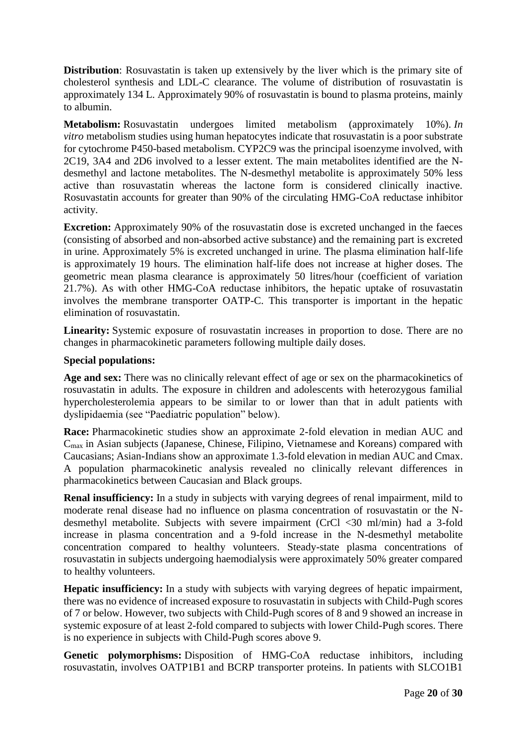**Distribution**: Rosuvastatin is taken up extensively by the liver which is the primary site of cholesterol synthesis and LDL-C clearance. The volume of distribution of rosuvastatin is approximately 134 L. Approximately 90% of rosuvastatin is bound to plasma proteins, mainly to albumin.

**Metabolism:** Rosuvastatin undergoes limited metabolism (approximately 10%). *In vitro* metabolism studies using human hepatocytes indicate that rosuvastatin is a poor substrate for cytochrome P450-based metabolism. CYP2C9 was the principal isoenzyme involved, with 2C19, 3A4 and 2D6 involved to a lesser extent. The main metabolites identified are the N-desmethyl and lactone metabolites. The N-desmethyl metabolite is approximately 50% less active than rosuvastatin whereas the lactone form is considered clinically inactive. Rosuvastatin accounts for greater than 90% of the circulating HMG-CoA reductase inhibitor activity.

**Excretion:** Approximately 90% of the rosuvastatin dose is excreted unchanged in the faeces (consisting of absorbed and non-absorbed active substance) and the remaining part is excreted in urine. Approximately 5% is excreted unchanged in urine. The plasma elimination half-life is approximately 19 hours. The elimination half-life does not increase at higher doses. The geometric mean plasma clearance is approximately 50 litres/hour (coefficient of variation 21.7%). As with other HMG-CoA reductase inhibitors, the hepatic uptake of rosuvastatin involves the membrane transporter OATP-C. This transporter is important in the hepatic elimination of rosuvastatin.

**Linearity:** Systemic exposure of rosuvastatin increases in proportion to dose. There are no changes in pharmacokinetic parameters following multiple daily doses.

**Special populations:**

**Age and sex:** There was no clinically relevant effect of age or sex on the pharmacokinetics of rosuvastatin in adults. The exposure in children and adolescents with heterozygous familial hypercholesterolemia appears to be similar to or lower than that in adult patients with dyslipidaemia (see "Paediatric population" below).

**Race:** Pharmacokinetic studies show an approximate 2-fold elevation in median AUC and $C_{max}$ in Asian subjects (Japanese, Chinese, Filipino, Vietnamese and Koreans) compared with Caucasians; Asian-Indians show an approximate 1.3-fold elevation in median AUC and Cmax. A population pharmacokinetic analysis revealed no clinically relevant differences in pharmacokinetics between Caucasian and Black groups.

**Renal insufficiency:** In a study in subjects with varying degrees of renal impairment, mild to moderate renal disease had no influence on plasma concentration of rosuvastatin or the N-desmethyl metabolite. Subjects with severe impairment (CrCl <30 ml/min) had a 3-fold increase in plasma concentration and a 9-fold increase in the N-desmethyl metabolite concentration compared to healthy volunteers. Steady-state plasma concentrations of rosuvastatin in subjects undergoing haemodialysis were approximately 50% greater compared to healthy volunteers.

**Hepatic insufficiency:** In a study with subjects with varying degrees of hepatic impairment, there was no evidence of increased exposure to rosuvastatin in subjects with Child-Pugh scores of 7 or below. However, two subjects with Child-Pugh scores of 8 and 9 showed an increase in systemic exposure of at least 2-fold compared to subjects with lower Child-Pugh scores. There is no experience in subjects with Child-Pugh scores above 9.

**Genetic polymorphisms:** Disposition of HMG-CoA reductase inhibitors, including rosuvastatin, involves OATP1B1 and BCRP transporter proteins. In patients with SLCO1B1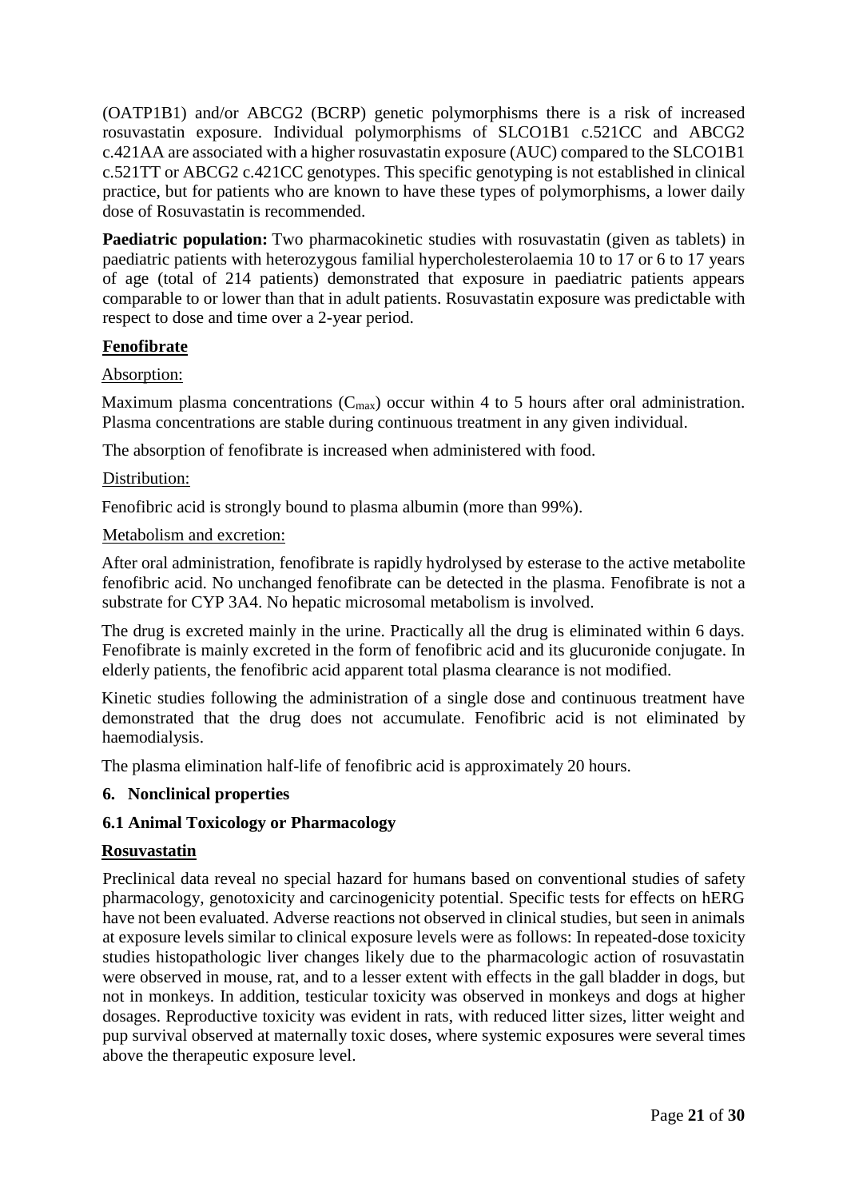(OATP1B1) and/or ABCG2 (BCRP) genetic polymorphisms there is a risk of increased rosuvastatin exposure. Individual polymorphisms of SLCO1B1 c.521CC and ABCG2 c.421AA are associated with a higher rosuvastatin exposure (AUC) compared to the SLCO1B1 c.521TT or ABCG2 c.421CC genotypes. This specific genotyping is not established in clinical practice, but for patients who are known to have these types of polymorphisms, a lower daily dose of Rosuvastatin is recommended.

**Paediatric population:** Two pharmacokinetic studies with rosuvastatin (given as tablets) in paediatric patients with heterozygous familial hypercholesterolaemia 10 to 17 or 6 to 17 years of age (total of 214 patients) demonstrated that exposure in paediatric patients appears comparable to or lower than that in adult patients. Rosuvastatin exposure was predictable with respect to dose and time over a 2-year period.

**Fenofibrate**

Absorption:

Maximum plasma concentrations ($C_{max}$) occur within 4 to 5 hours after oral administration. Plasma concentrations are stable during continuous treatment in any given individual.

The absorption of fenofibrate is increased when administered with food.

Distribution:

Fenofibric acid is strongly bound to plasma albumin (more than 99%).

Metabolism and excretion:

After oral administration, fenofibrate is rapidly hydrolysed by esterase to the active metabolite fenofibric acid. No unchanged fenofibrate can be detected in the plasma. Fenofibrate is not a substrate for CYP 3A4. No hepatic microsomal metabolism is involved.

The drug is excreted mainly in the urine. Practically all the drug is eliminated within 6 days. Fenofibrate is mainly excreted in the form of fenofibric acid and its glucuronide conjugate. In elderly patients, the fenofibric acid apparent total plasma clearance is not modified.

Kinetic studies following the administration of a single dose and continuous treatment have demonstrated that the drug does not accumulate. Fenofibric acid is not eliminated by haemodialysis.

The plasma elimination half-life of fenofibric acid is approximately 20 hours.

## 6. Nonclinical properties

### 6.1 Animal Toxicology or Pharmacology

**Rosuvastatin**

Preclinical data reveal no special hazard for humans based on conventional studies of safety pharmacology, genotoxicity and carcinogenicity potential. Specific tests for effects on hERG have not been evaluated. Adverse reactions not observed in clinical studies, but seen in animals at exposure levels similar to clinical exposure levels were as follows: In repeated-dose toxicity studies histopathologic liver changes likely due to the pharmacologic action of rosuvastatin were observed in mouse, rat, and to a lesser extent with effects in the gall bladder in dogs, but not in monkeys. In addition, testicular toxicity was observed in monkeys and dogs at higher dosages. Reproductive toxicity was evident in rats, with reduced litter sizes, litter weight and pup survival observed at maternally toxic doses, where systemic exposures were several times above the therapeutic exposure level.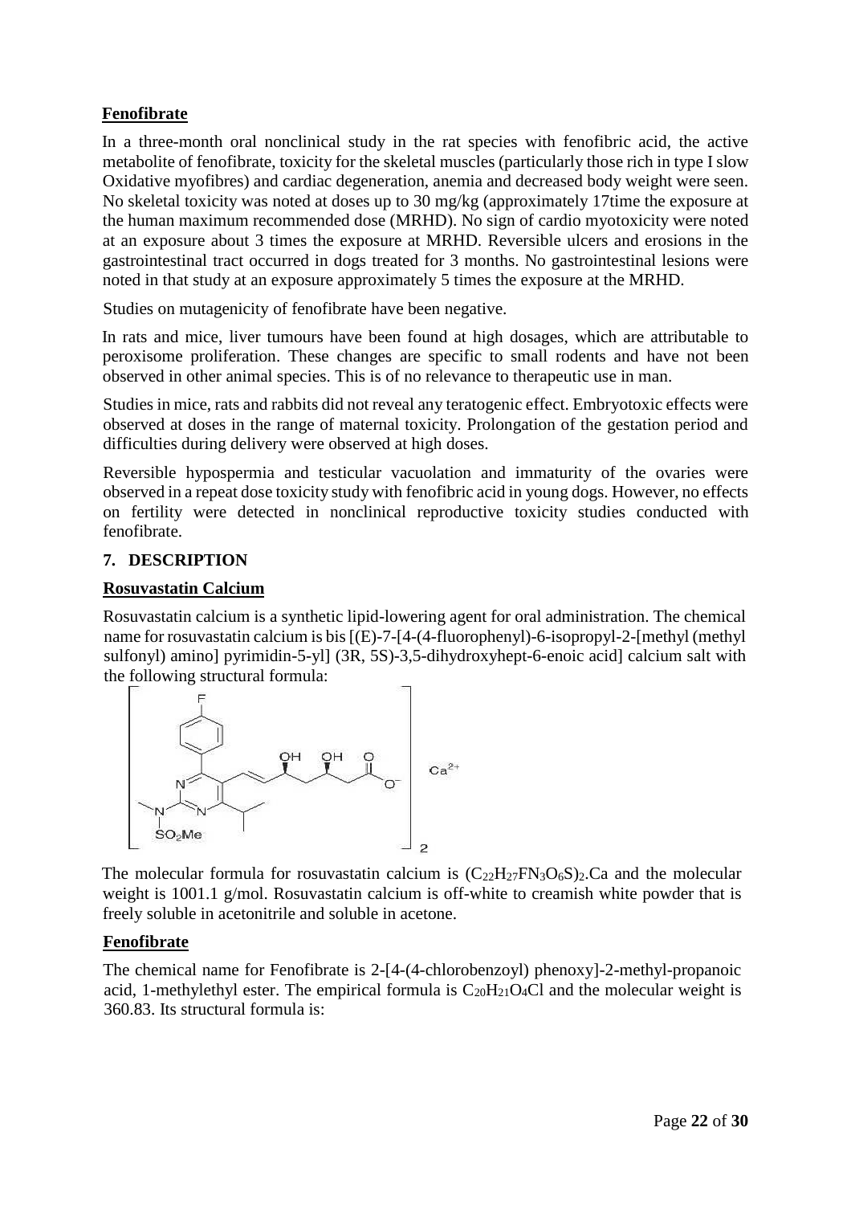## Fenofibrate

In a three-month oral nonclinical study in the rat species with fenofibric acid, the active metabolite of fenofibrate, toxicity for the skeletal muscles (particularly those rich in type I slow Oxidative myofibres) and cardiac degeneration, anemia and decreased body weight were seen. No skeletal toxicity was noted at doses up to 30 mg/kg (approximately 17time the exposure at the human maximum recommended dose (MRHD). No sign of cardio myotoxicity were noted at an exposure about 3 times the exposure at MRHD. Reversible ulcers and erosions in the gastrointestinal tract occurred in dogs treated for 3 months. No gastrointestinal lesions were noted in that study at an exposure approximately 5 times the exposure at the MRHD.

Studies on mutagenicity of fenofibrate have been negative.

In rats and mice, liver tumours have been found at high dosages, which are attributable to peroxisome proliferation. These changes are specific to small rodents and have not been observed in other animal species. This is of no relevance to therapeutic use in man.

Studies in mice, rats and rabbits did not reveal any teratogenic effect. Embryotoxic effects were observed at doses in the range of maternal toxicity. Prolongation of the gestation period and difficulties during delivery were observed at high doses.

Reversible hypospermia and testicular vacuolation and immaturity of the ovaries were observed in a repeat dose toxicity study with fenofibric acid in young dogs. However, no effects on fertility were detected in nonclinical reproductive toxicity studies conducted with fenofibrate.

## 7. DESCRIPTION

### Rosuvastatin Calcium

Rosuvastatin calcium is a synthetic lipid-lowering agent for oral administration. The chemical name for rosuvastatin calcium is bis [(E)-7-[4-(4-fluorophenyl)-6-isopropyl-2-[methyl (methyl sulfonyl) amino] pyrimidin-5-yl] (3R, 5S)-3,5-dihydroxyhept-6-enoic acid] calcium salt with the following structural formula:

The molecular formula for rosuvastatin calcium is $(C_{22}H_{27}FN_3O_6S)_2$.Ca and the molecular weight is 1001.1 g/mol. Rosuvastatin calcium is off-white to creamish white powder that is freely soluble in acetonitrile and soluble in acetone.

### Fenofibrate

The chemical name for Fenofibrate is 2-[4-(4-chlorobenzoyl) phenoxy]-2-methyl-propanoic acid, 1-methylethyl ester. The empirical formula is $C_{20}H_{21}O_4Cl$ and the molecular weight is 360.83. Its structural formula is: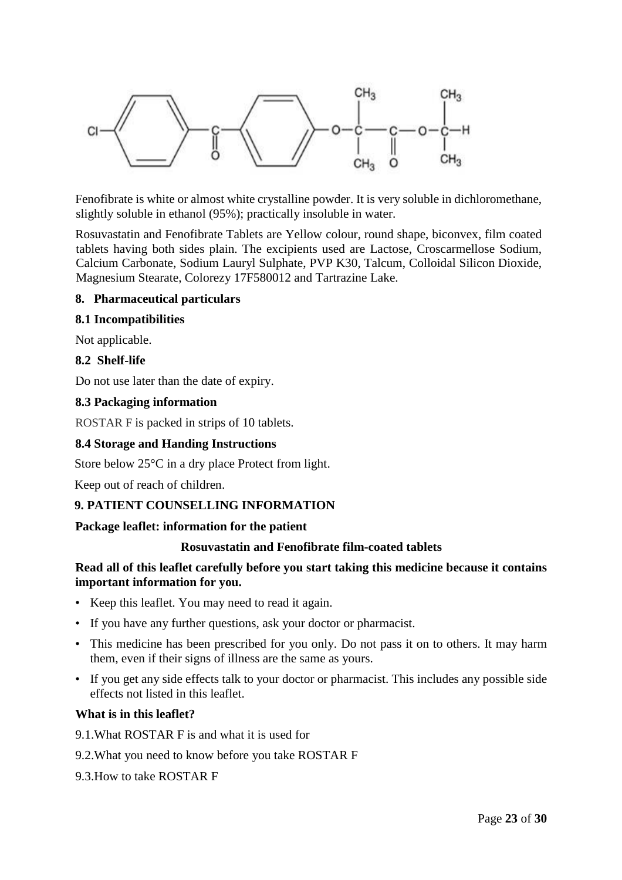Fenofibrate is white or almost white crystalline powder. It is very soluble in dichloromethane, slightly soluble in ethanol (95%); practically insoluble in water.

Rosuvastatin and Fenofibrate Tablets are Yellow colour, round shape, biconvex, film coated tablets having both sides plain. The excipients used are Lactose, Croscarmellose Sodium, Calcium Carbonate, Sodium Lauryl Sulphate, PVP K30, Talcum, Colloidal Silicon Dioxide, Magnesium Stearate, Colorezy 17F580012 and Tartrazine Lake.

## 8. Pharmaceutical particulars

### 8.1 Incompatibilities

Not applicable.

### 8.2 Shelf-life

Do not use later than the date of expiry.

### 8.3 Packaging information

ROSTAR F is packed in strips of 10 tablets.

### 8.4 Storage and Handing Instructions

Store below 25°C in a dry place Protect from light.

Keep out of reach of children.

## 9. PATIENT COUNSELLING INFORMATION

**Package leaflet: information for the patient**

**Rosuvastatin and Fenofibrate film-coated tablets**

**Read all of this leaflet carefully before you start taking this medicine because it contains important information for you.**

- Keep this leaflet. You may need to read it again.
- If you have any further questions, ask your doctor or pharmacist.
- This medicine has been prescribed for you only. Do not pass it on to others. It may harm them, even if their signs of illness are the same as yours.
- If you get any side effects talk to your doctor or pharmacist. This includes any possible side effects not listed in this leaflet.

**What is in this leaflet?**

9.1.What ROSTAR F is and what it is used for

9.2.What you need to know before you take ROSTAR F

9.3.How to take ROSTAR F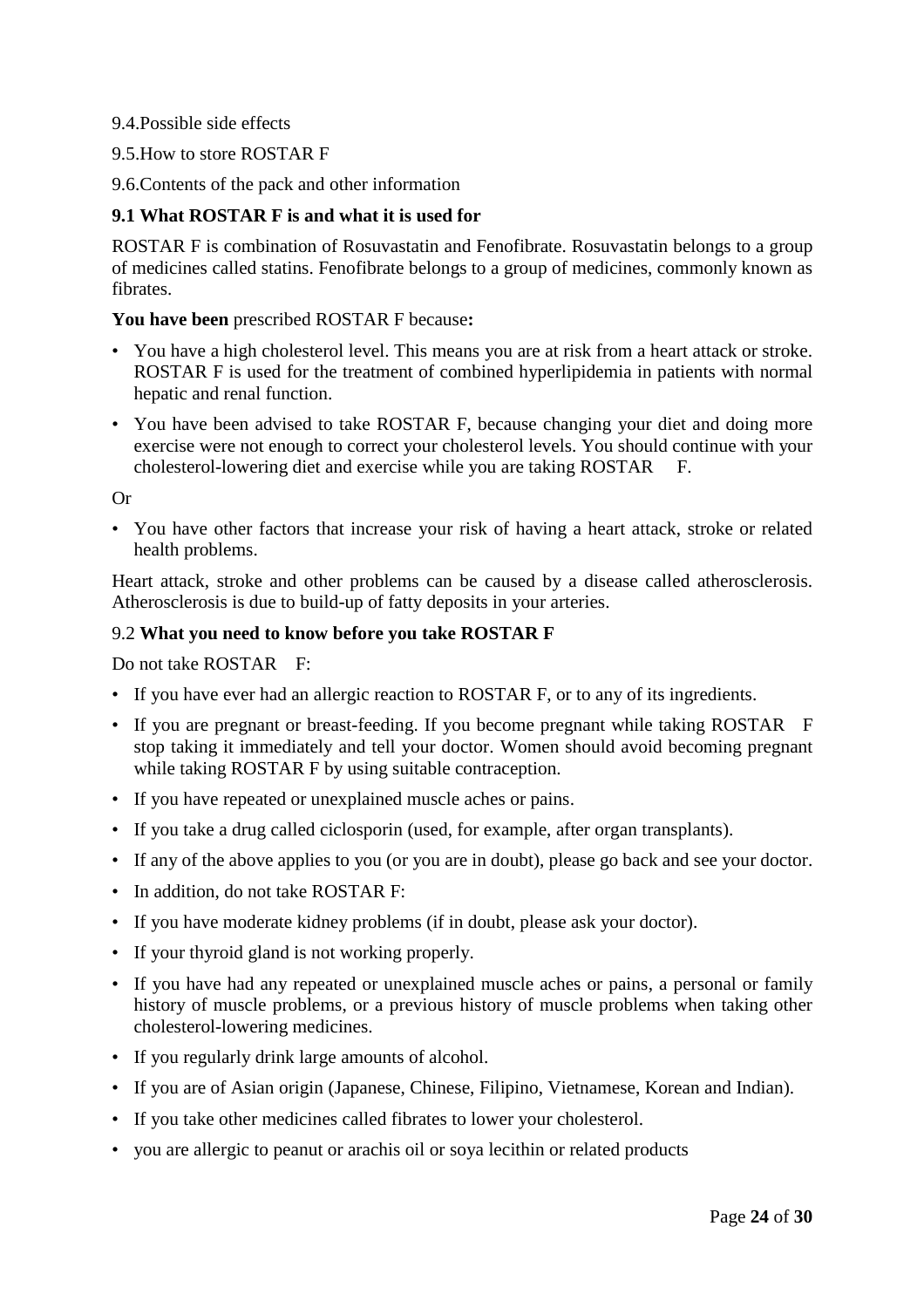9.4.Possible side effects

9.5.How to store ROSTAR F

9.6.Contents of the pack and other information

### 9.1 What ROSTAR F is and what it is used for

ROSTAR F is combination of Rosuvastatin and Fenofibrate. Rosuvastatin belongs to a group of medicines called statins. Fenofibrate belongs to a group of medicines, commonly known as fibrates.

**You have been** prescribed ROSTAR F because**:**

- You have a high cholesterol level. This means you are at risk from a heart attack or stroke. ROSTAR F is used for the treatment of combined hyperlipidemia in patients with normal hepatic and renal function.
- You have been advised to take ROSTAR F, because changing your diet and doing more exercise were not enough to correct your cholesterol levels. You should continue with your cholesterol-lowering diet and exercise while you are taking ROSTAR F.

Or

- You have other factors that increase your risk of having a heart attack, stroke or related health problems.

Heart attack, stroke and other problems can be caused by a disease called atherosclerosis. Atherosclerosis is due to build-up of fatty deposits in your arteries.

### 9.2 What you need to know before you take ROSTAR F

Do not take ROSTAR F:

- If you have ever had an allergic reaction to ROSTAR F, or to any of its ingredients.
- If you are pregnant or breast-feeding. If you become pregnant while taking ROSTAR F stop taking it immediately and tell your doctor. Women should avoid becoming pregnant while taking ROSTAR F by using suitable contraception.
- If you have repeated or unexplained muscle aches or pains.
- If you take a drug called ciclosporin (used, for example, after organ transplants).
- If any of the above applies to you (or you are in doubt), please go back and see your doctor.
- In addition, do not take ROSTAR F:
- If you have moderate kidney problems (if in doubt, please ask your doctor).
- If your thyroid gland is not working properly.
- If you have had any repeated or unexplained muscle aches or pains, a personal or family history of muscle problems, or a previous history of muscle problems when taking other cholesterol-lowering medicines.
- If you regularly drink large amounts of alcohol.
- If you are of Asian origin (Japanese, Chinese, Filipino, Vietnamese, Korean and Indian).
- If you take other medicines called fibrates to lower your cholesterol.
- you are allergic to peanut or arachis oil or soya lecithin or related products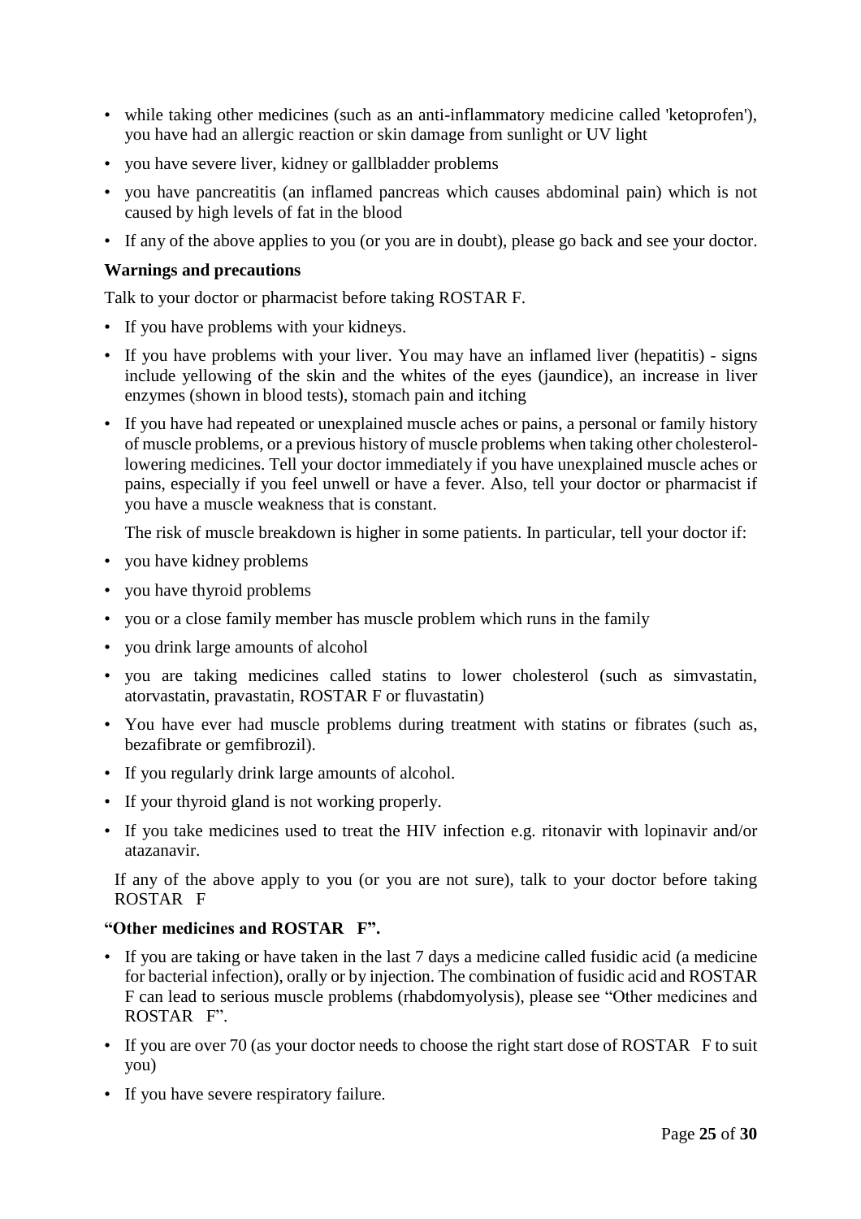- while taking other medicines (such as an anti-inflammatory medicine called 'ketoprofen'), you have had an allergic reaction or skin damage from sunlight or UV light
- you have severe liver, kidney or gallbladder problems
- you have pancreatitis (an inflamed pancreas which causes abdominal pain) which is not caused by high levels of fat in the blood
- If any of the above applies to you (or you are in doubt), please go back and see your doctor.

**Warnings and precautions**

Talk to your doctor or pharmacist before taking ROSTAR F.

- If you have problems with your kidneys.
- If you have problems with your liver. You may have an inflamed liver (hepatitis) - signs include yellowing of the skin and the whites of the eyes (jaundice), an increase in liver enzymes (shown in blood tests), stomach pain and itching
- If you have had repeated or unexplained muscle aches or pains, a personal or family history of muscle problems, or a previous history of muscle problems when taking other cholesterol-lowering medicines. Tell your doctor immediately if you have unexplained muscle aches or pains, especially if you feel unwell or have a fever. Also, tell your doctor or pharmacist if you have a muscle weakness that is constant.

  The risk of muscle breakdown is higher in some patients. In particular, tell your doctor if:

- you have kidney problems
- you have thyroid problems
- you or a close family member has muscle problem which runs in the family
- you drink large amounts of alcohol
- you are taking medicines called statins to lower cholesterol (such as simvastatin, atorvastatin, pravastatin, ROSTAR F or fluvastatin)
- You have ever had muscle problems during treatment with statins or fibrates (such as, bezafibrate or gemfibrozil).
- If you regularly drink large amounts of alcohol.
- If your thyroid gland is not working properly.
- If you take medicines used to treat the HIV infection e.g. ritonavir with lopinavir and/or atazanavir.

If any of the above apply to you (or you are not sure), talk to your doctor before taking ROSTAR F

**"Other medicines and ROSTAR F".**

- If you are taking or have taken in the last 7 days a medicine called fusidic acid (a medicine for bacterial infection), orally or by injection. The combination of fusidic acid and ROSTAR F can lead to serious muscle problems (rhabdomyolysis), please see "Other medicines and ROSTAR F".
- If you are over 70 (as your doctor needs to choose the right start dose of ROSTAR F to suit you)
- If you have severe respiratory failure.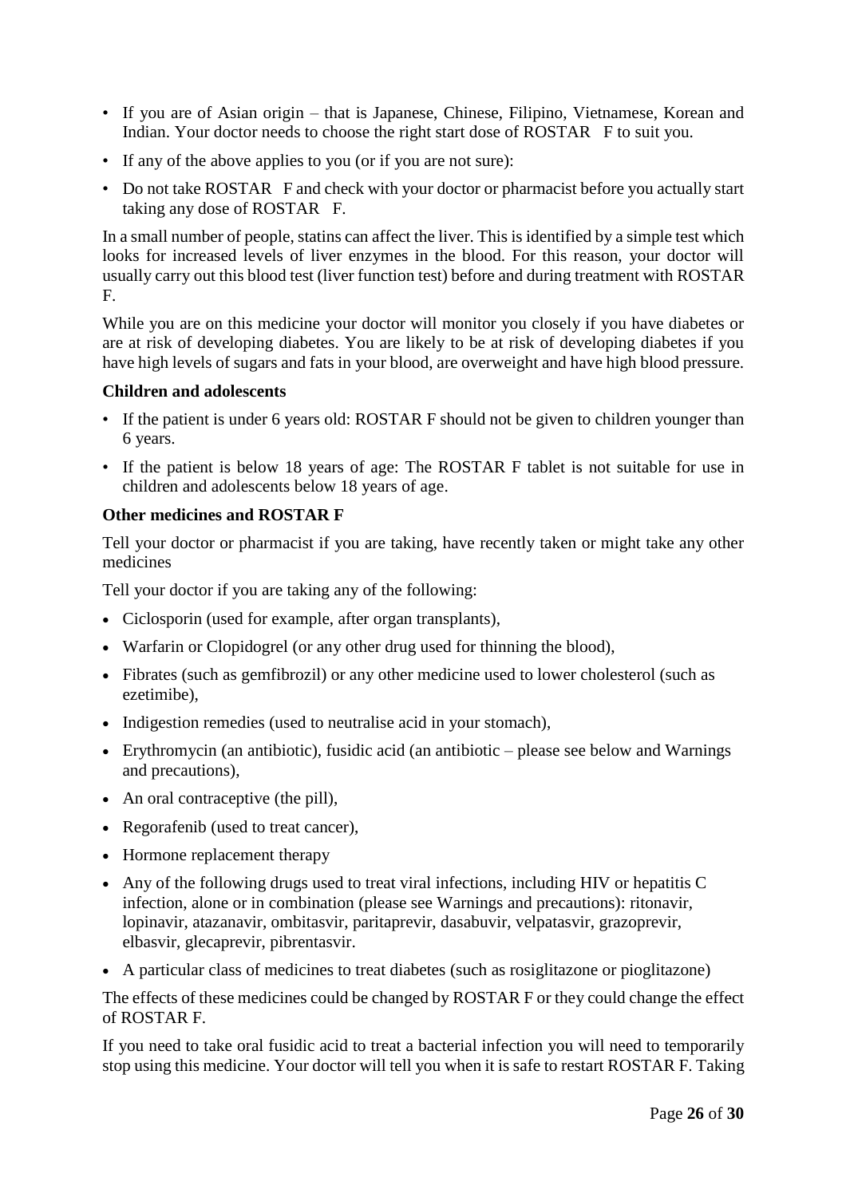- If you are of Asian origin – that is Japanese, Chinese, Filipino, Vietnamese, Korean and Indian. Your doctor needs to choose the right start dose of ROSTAR F to suit you.
- If any of the above applies to you (or if you are not sure):
- Do not take ROSTAR F and check with your doctor or pharmacist before you actually start taking any dose of ROSTAR F.

In a small number of people, statins can affect the liver. This is identified by a simple test which looks for increased levels of liver enzymes in the blood. For this reason, your doctor will usually carry out this blood test (liver function test) before and during treatment with ROSTAR F.

While you are on this medicine your doctor will monitor you closely if you have diabetes or are at risk of developing diabetes. You are likely to be at risk of developing diabetes if you have high levels of sugars and fats in your blood, are overweight and have high blood pressure.

**Children and adolescents**

- If the patient is under 6 years old: ROSTAR F should not be given to children younger than 6 years.
- If the patient is below 18 years of age: The ROSTAR F tablet is not suitable for use in children and adolescents below 18 years of age.

**Other medicines and ROSTAR F**

Tell your doctor or pharmacist if you are taking, have recently taken or might take any other medicines

Tell your doctor if you are taking any of the following:

- Ciclosporin (used for example, after organ transplants),
- Warfarin or Clopidogrel (or any other drug used for thinning the blood),
- Fibrates (such as gemfibrozil) or any other medicine used to lower cholesterol (such as ezetimibe),
- Indigestion remedies (used to neutralise acid in your stomach),
- Erythromycin (an antibiotic), fusidic acid (an antibiotic – please see below and Warnings and precautions),
- An oral contraceptive (the pill),
- Regorafenib (used to treat cancer),
- Hormone replacement therapy
- Any of the following drugs used to treat viral infections, including HIV or hepatitis C infection, alone or in combination (please see Warnings and precautions): ritonavir, lopinavir, atazanavir, ombitasvir, paritaprevir, dasabuvir, velpatasvir, grazoprevir, elbasvir, glecaprevir, pibrentasvir.
- A particular class of medicines to treat diabetes (such as rosiglitazone or pioglitazone)

The effects of these medicines could be changed by ROSTAR F or they could change the effect of ROSTAR F.

If you need to take oral fusidic acid to treat a bacterial infection you will need to temporarily stop using this medicine. Your doctor will tell you when it is safe to restart ROSTAR F. Taking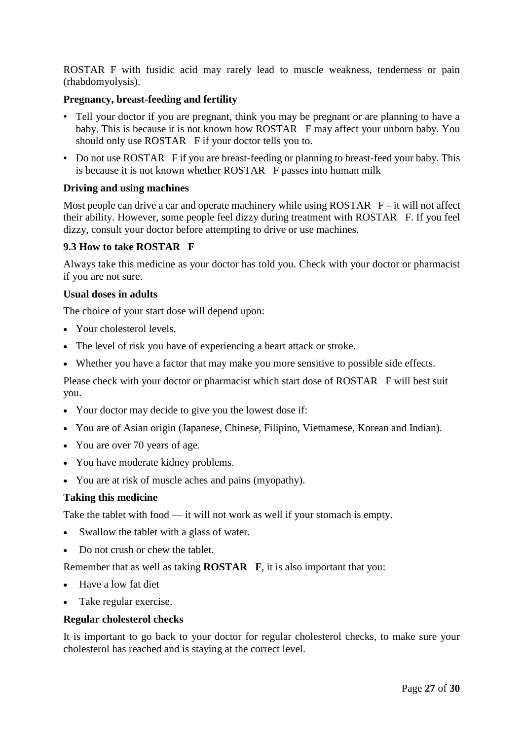ROSTAR F with fusidic acid may rarely lead to muscle weakness, tenderness or pain (rhabdomyolysis).

**Pregnancy, breast-feeding and fertility**

- Tell your doctor if you are pregnant, think you may be pregnant or are planning to have a baby. This is because it is not known how ROSTAR F may affect your unborn baby. You should only use ROSTAR F if your doctor tells you to.
- Do not use ROSTAR F if you are breast-feeding or planning to breast-feed your baby. This is because it is not known whether ROSTAR F passes into human milk

**Driving and using machines**

Most people can drive a car and operate machinery while using ROSTAR F – it will not affect their ability. However, some people feel dizzy during treatment with ROSTAR F. If you feel dizzy, consult your doctor before attempting to drive or use machines.

### 9.3 How to take ROSTAR F

Always take this medicine as your doctor has told you. Check with your doctor or pharmacist if you are not sure.

**Usual doses in adults**

The choice of your start dose will depend upon:

- Your cholesterol levels.
- The level of risk you have of experiencing a heart attack or stroke.
- Whether you have a factor that may make you more sensitive to possible side effects.

Please check with your doctor or pharmacist which start dose of ROSTAR F will best suit you.

- Your doctor may decide to give you the lowest dose if:
- You are of Asian origin (Japanese, Chinese, Filipino, Vietnamese, Korean and Indian).
- You are over 70 years of age.
- You have moderate kidney problems.
- You are at risk of muscle aches and pains (myopathy).

**Taking this medicine**

Take the tablet with food — it will not work as well if your stomach is empty.

- Swallow the tablet with a glass of water.
- Do not crush or chew the tablet.

Remember that as well as taking **ROSTAR F**, it is also important that you:

- Have a low fat diet
- Take regular exercise.

**Regular cholesterol checks**

It is important to go back to your doctor for regular cholesterol checks, to make sure your cholesterol has reached and is staying at the correct level.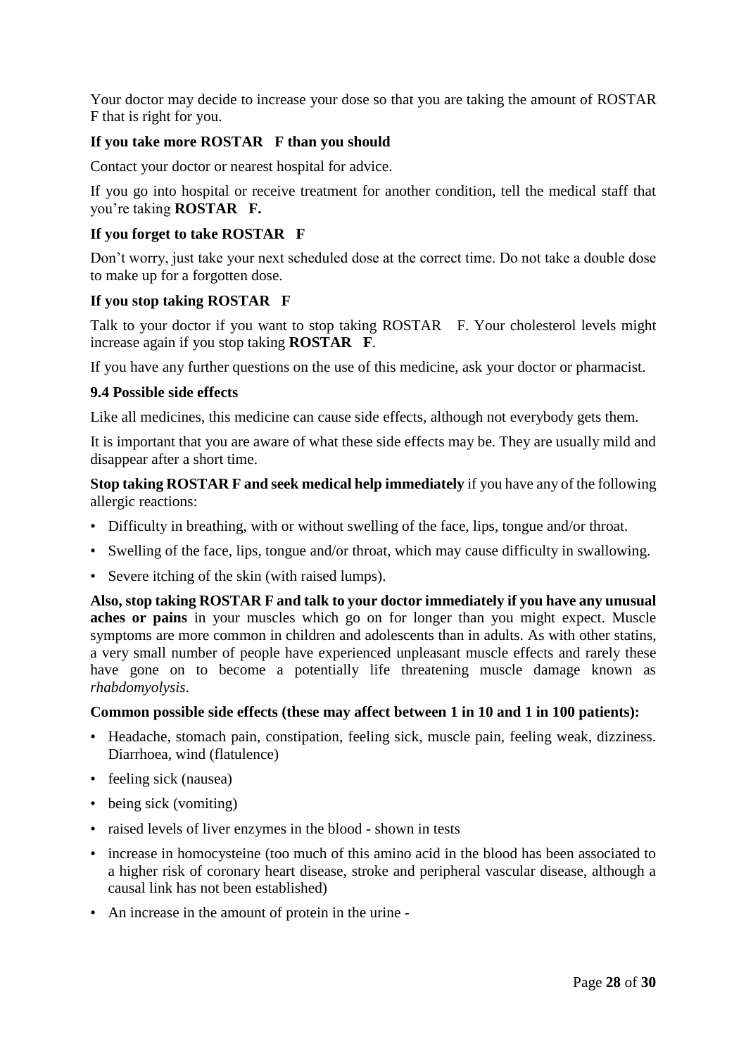Your doctor may decide to increase your dose so that you are taking the amount of ROSTAR F that is right for you.

**If you take more ROSTAR F than you should**

Contact your doctor or nearest hospital for advice.

If you go into hospital or receive treatment for another condition, tell the medical staff that you're taking **ROSTAR F.**

**If you forget to take ROSTAR F**

Don't worry, just take your next scheduled dose at the correct time. Do not take a double dose to make up for a forgotten dose.

**If you stop taking ROSTAR F**

Talk to your doctor if you want to stop taking ROSTAR F. Your cholesterol levels might increase again if you stop taking **ROSTAR F**.

If you have any further questions on the use of this medicine, ask your doctor or pharmacist.

### 9.4 Possible side effects

Like all medicines, this medicine can cause side effects, although not everybody gets them.

It is important that you are aware of what these side effects may be. They are usually mild and disappear after a short time.

**Stop taking ROSTAR F and seek medical help immediately** if you have any of the following allergic reactions:

- Difficulty in breathing, with or without swelling of the face, lips, tongue and/or throat.
- Swelling of the face, lips, tongue and/or throat, which may cause difficulty in swallowing.
- Severe itching of the skin (with raised lumps).

**Also, stop taking ROSTAR F and talk to your doctor immediately if you have any unusual aches or pains** in your muscles which go on for longer than you might expect. Muscle symptoms are more common in children and adolescents than in adults. As with other statins, a very small number of people have experienced unpleasant muscle effects and rarely these have gone on to become a potentially life threatening muscle damage known as *rhabdomyolysis*.

**Common possible side effects (these may affect between 1 in 10 and 1 in 100 patients):**

- Headache, stomach pain, constipation, feeling sick, muscle pain, feeling weak, dizziness. Diarrhoea, wind (flatulence)
- feeling sick (nausea)
- being sick (vomiting)
- raised levels of liver enzymes in the blood - shown in tests
- increase in homocysteine (too much of this amino acid in the blood has been associated to a higher risk of coronary heart disease, stroke and peripheral vascular disease, although a causal link has not been established)
- An increase in the amount of protein in the urine -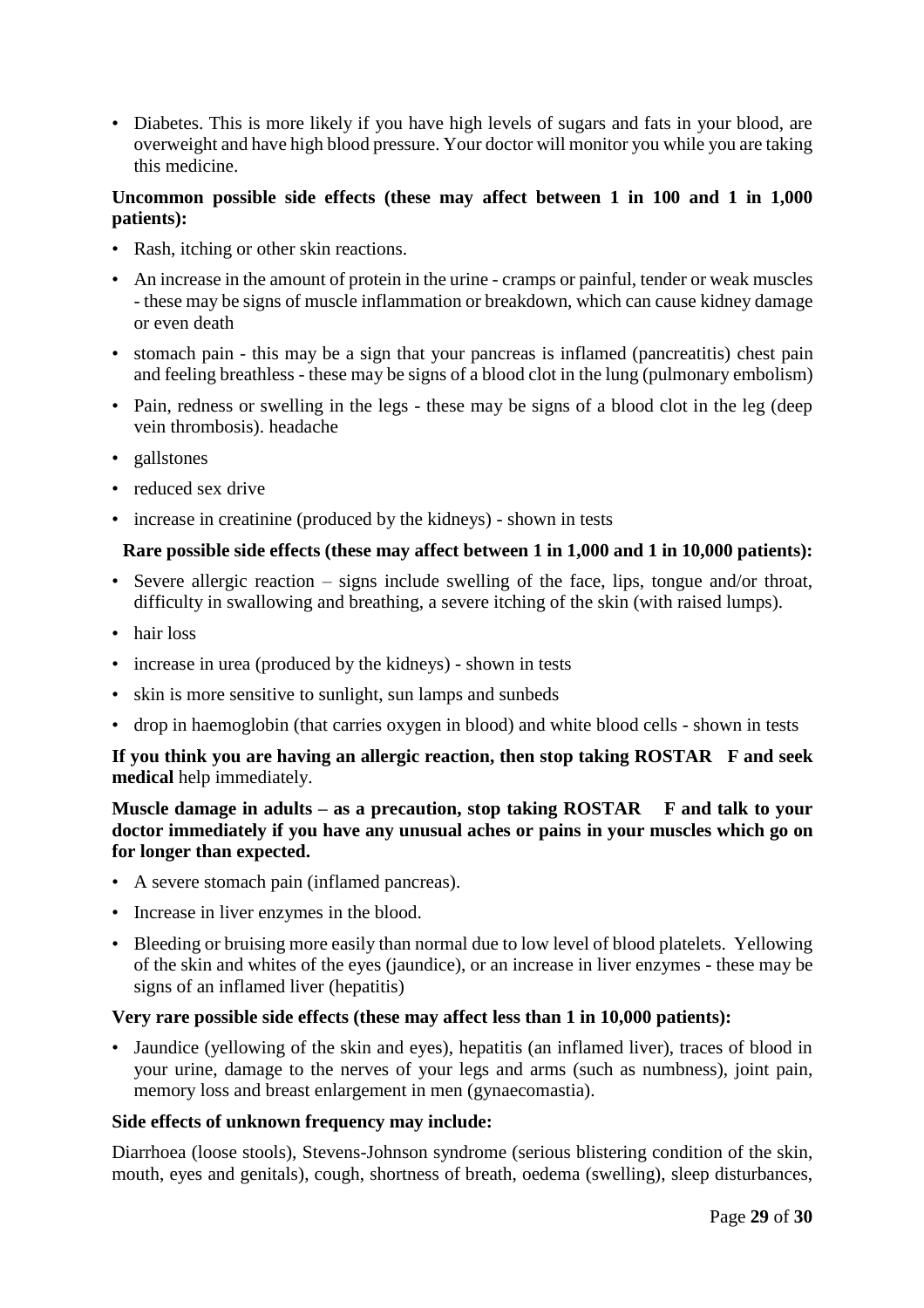- Diabetes. This is more likely if you have high levels of sugars and fats in your blood, are overweight and have high blood pressure. Your doctor will monitor you while you are taking this medicine.

**Uncommon possible side effects (these may affect between 1 in 100 and 1 in 1,000 patients):**

- Rash, itching or other skin reactions.
- An increase in the amount of protein in the urine - cramps or painful, tender or weak muscles - these may be signs of muscle inflammation or breakdown, which can cause kidney damage or even death
- stomach pain - this may be a sign that your pancreas is inflamed (pancreatitis) chest pain and feeling breathless - these may be signs of a blood clot in the lung (pulmonary embolism)
- Pain, redness or swelling in the legs - these may be signs of a blood clot in the leg (deep vein thrombosis). headache
- gallstones
- reduced sex drive
- increase in creatinine (produced by the kidneys) - shown in tests

**Rare possible side effects (these may affect between 1 in 1,000 and 1 in 10,000 patients):**

- Severe allergic reaction – signs include swelling of the face, lips, tongue and/or throat, difficulty in swallowing and breathing, a severe itching of the skin (with raised lumps).
- hair loss
- increase in urea (produced by the kidneys) - shown in tests
- skin is more sensitive to sunlight, sun lamps and sunbeds
- drop in haemoglobin (that carries oxygen in blood) and white blood cells - shown in tests

**If you think you are having an allergic reaction, then stop taking ROSTAR F and seek medical** help immediately.

**Muscle damage in adults – as a precaution, stop taking ROSTAR F and talk to your doctor immediately if you have any unusual aches or pains in your muscles which go on for longer than expected.**

- A severe stomach pain (inflamed pancreas).
- Increase in liver enzymes in the blood.
- Bleeding or bruising more easily than normal due to low level of blood platelets. Yellowing of the skin and whites of the eyes (jaundice), or an increase in liver enzymes - these may be signs of an inflamed liver (hepatitis)

**Very rare possible side effects (these may affect less than 1 in 10,000 patients):**

- Jaundice (yellowing of the skin and eyes), hepatitis (an inflamed liver), traces of blood in your urine, damage to the nerves of your legs and arms (such as numbness), joint pain, memory loss and breast enlargement in men (gynaecomastia).

**Side effects of unknown frequency may include:**

Diarrhoea (loose stools), Stevens-Johnson syndrome (serious blistering condition of the skin, mouth, eyes and genitals), cough, shortness of breath, oedema (swelling), sleep disturbances,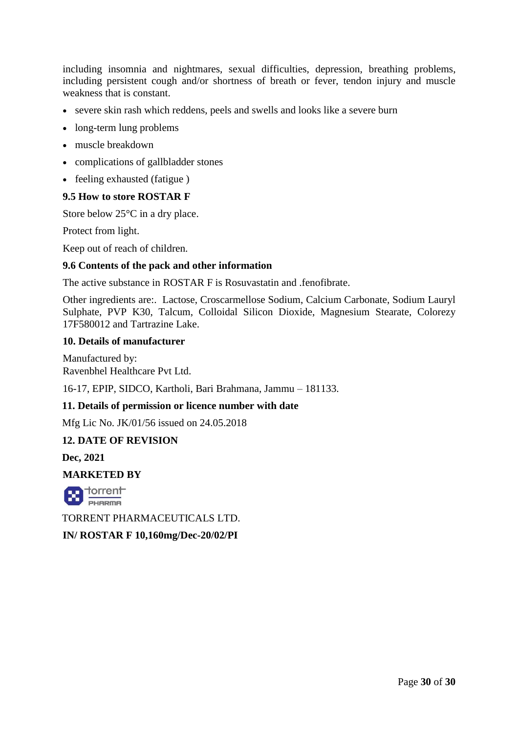including insomnia and nightmares, sexual difficulties, depression, breathing problems, including persistent cough and/or shortness of breath or fever, tendon injury and muscle weakness that is constant.

- severe skin rash which reddens, peels and swells and looks like a severe burn
- long-term lung problems
- muscle breakdown
- complications of gallbladder stones
- feeling exhausted (fatigue )

### 9.5 How to store ROSTAR F

Store below 25°C in a dry place.

Protect from light.

Keep out of reach of children.

### 9.6 Contents of the pack and other information

The active substance in ROSTAR F is Rosuvastatin and .fenofibrate.

Other ingredients are:. Lactose, Croscarmellose Sodium, Calcium Carbonate, Sodium Lauryl Sulphate, PVP K30, Talcum, Colloidal Silicon Dioxide, Magnesium Stearate, Colorezy 17F580012 and Tartrazine Lake.

### 10. Details of manufacturer

Manufactured by:
Ravenbhel Healthcare Pvt Ltd.

16-17, EPIP, SIDCO, Kartholi, Bari Brahmana, Jammu – 181133.

### 11. Details of permission or licence number with date

Mfg Lic No. JK/01/56 issued on 24.05.2018

### 12. DATE OF REVISION

**Dec, 2021**

**MARKETED BY**

torrent PHARMA

TORRENT PHARMACEUTICALS LTD.

**IN/ ROSTAR F 10,160mg/Dec-20/02/PI**